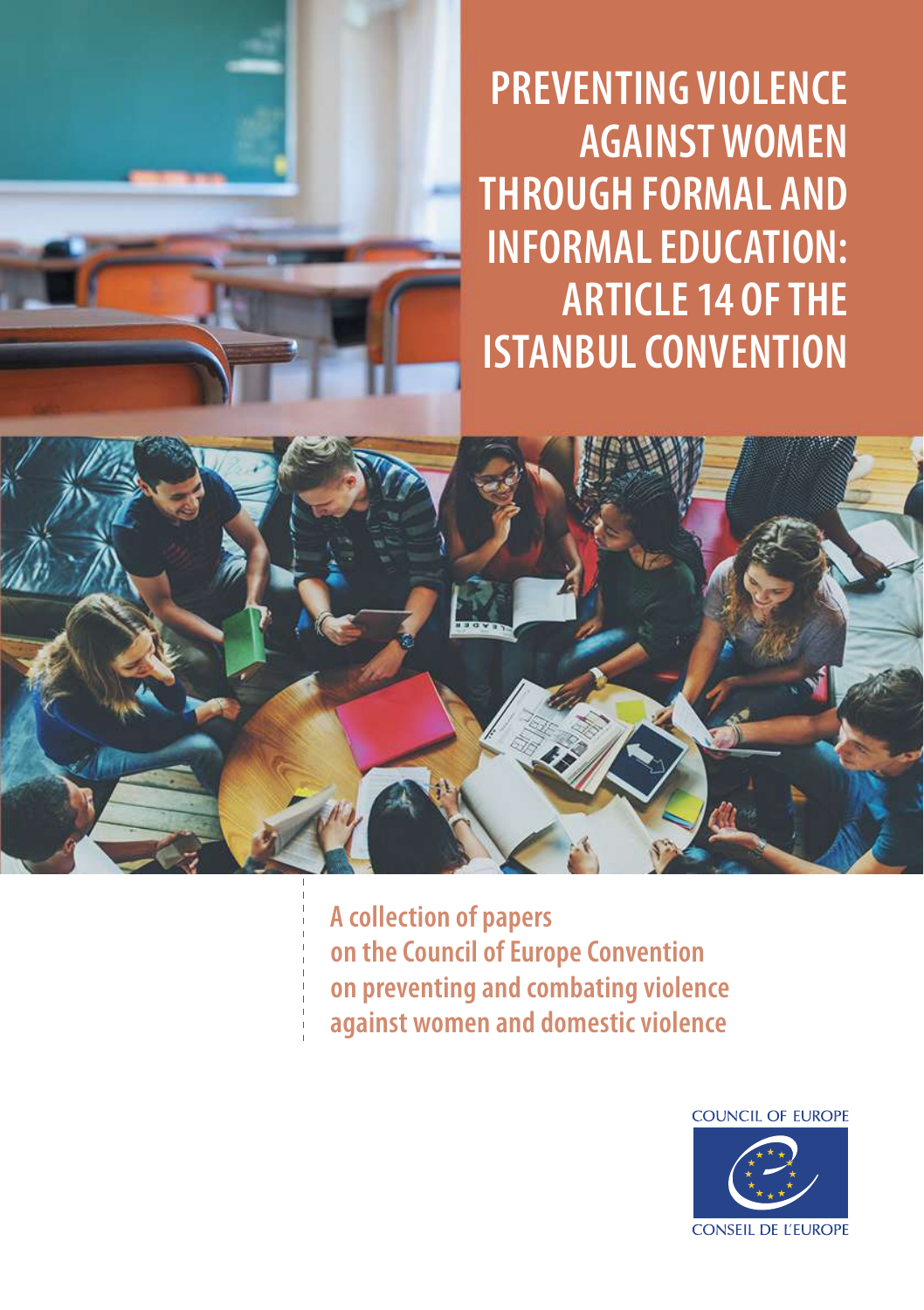# PREVENTING VIOLENCE AGAINST WOMEN THROUGH FORMAL AND INFORMAL EDUCATION: ARTICLE 14 OF THE ISTANBUL CONVENTION

A collection of papers on the Council of Europe Convention on preventing and combating violence against women and domestic violence

COUNCIL OF EUROPE

CONSEIL DE L'EUROPE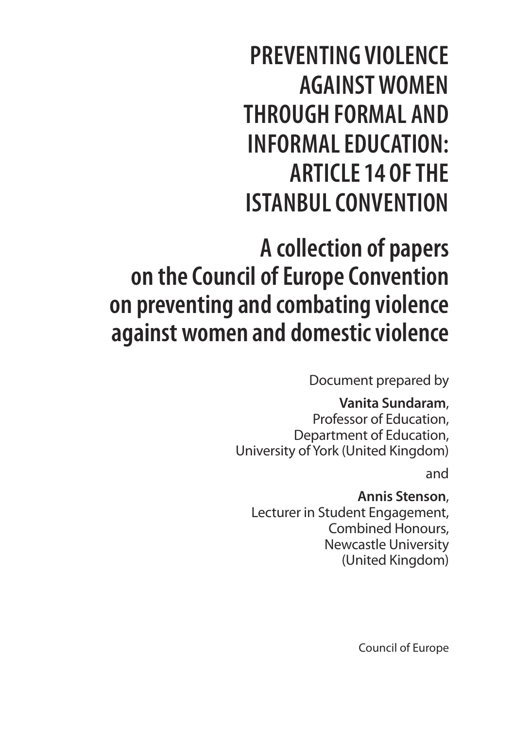# PREVENTING VIOLENCE AGAINST WOMEN THROUGH FORMAL AND INFORMAL EDUCATION: ARTICLE 14 OF THE ISTANBUL CONVENTION

## A collection of papers on the Council of Europe Convention on preventing and combating violence against women and domestic violence

Document prepared by

**Vanita Sundaram**,
Professor of Education,
Department of Education,
University of York (United Kingdom)

and

**Annis Stenson**,
Lecturer in Student Engagement,
Combined Honours,
Newcastle University
(United Kingdom)

Council of Europe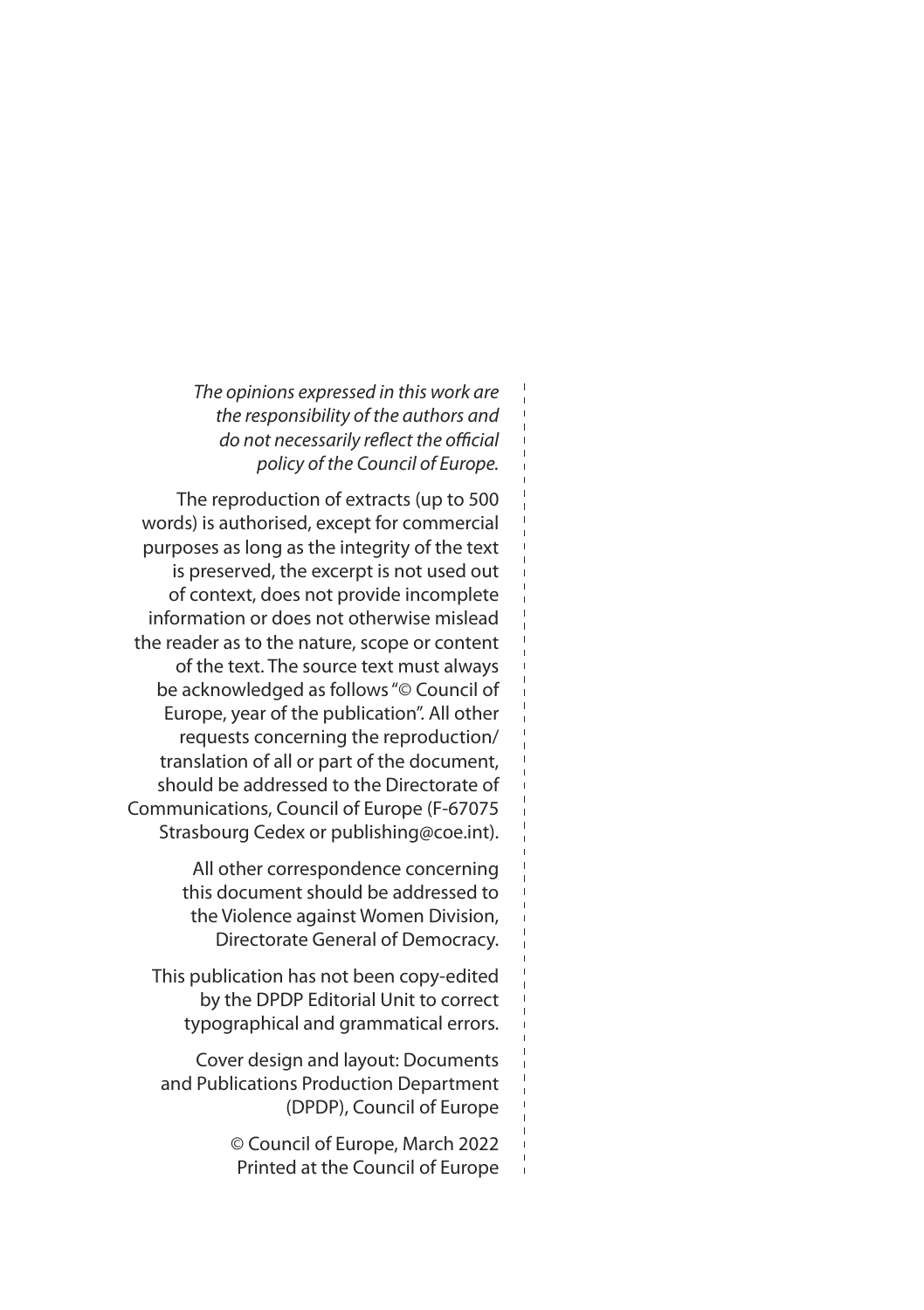*The opinions expressed in this work are the responsibility of the authors and do not necessarily reflect the official policy of the Council of Europe.*

The reproduction of extracts (up to 500 words) is authorised, except for commercial purposes as long as the integrity of the text is preserved, the excerpt is not used out of context, does not provide incomplete information or does not otherwise mislead the reader as to the nature, scope or content of the text. The source text must always be acknowledged as follows "© Council of Europe, year of the publication". All other requests concerning the reproduction/ translation of all or part of the document, should be addressed to the Directorate of Communications, Council of Europe (F-67075 Strasbourg Cedex or publishing@coe.int).

All other correspondence concerning this document should be addressed to the Violence against Women Division, Directorate General of Democracy.

This publication has not been copy-edited by the DPDP Editorial Unit to correct typographical and grammatical errors.

Cover design and layout: Documents and Publications Production Department (DPDP), Council of Europe

© Council of Europe, March 2022
Printed at the Council of Europe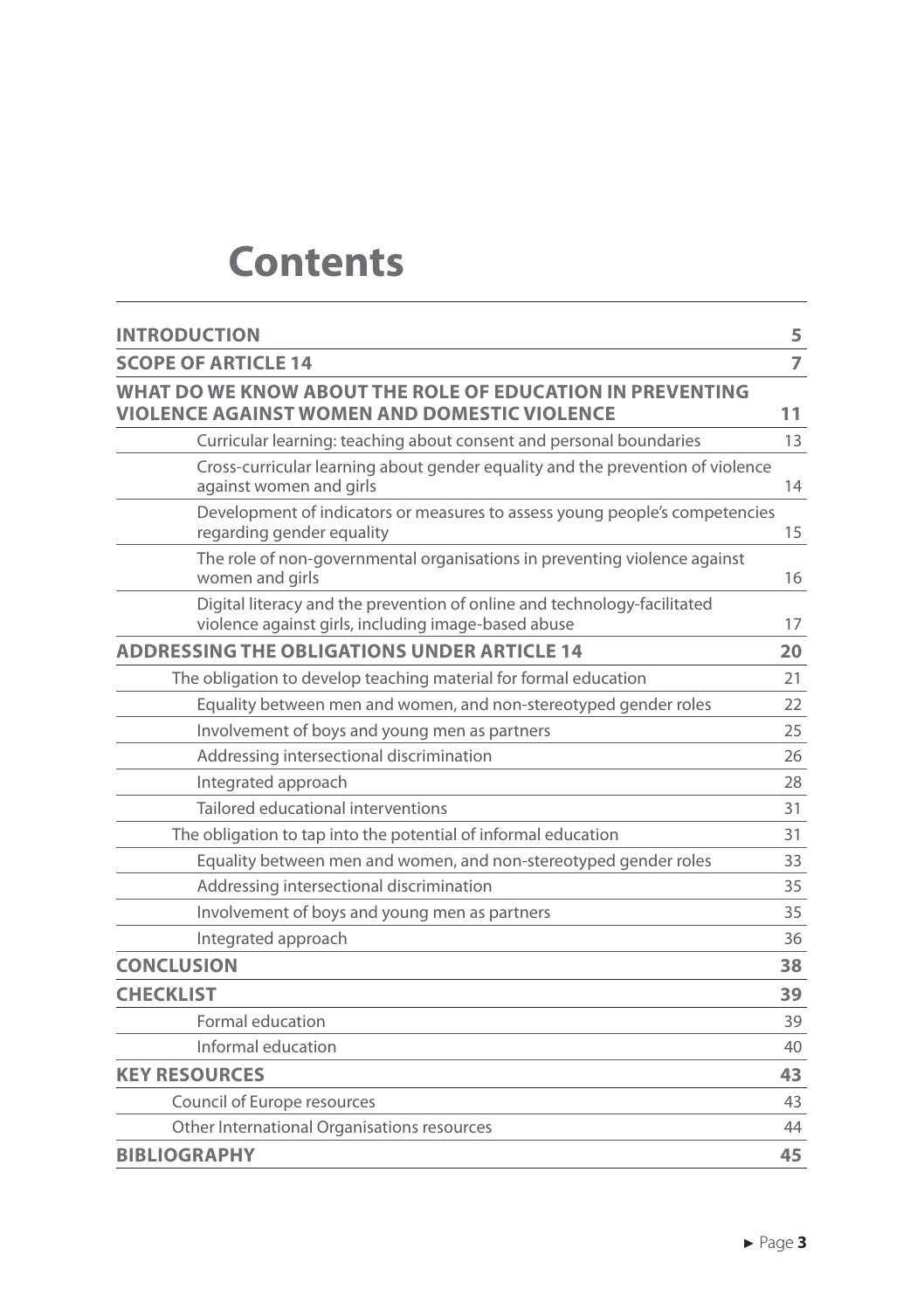# Contents

| | |
|---|---|
| **INTRODUCTION** | **5** |
| **SCOPE OF ARTICLE 14** | **7** |
| **WHAT DO WE KNOW ABOUT THE ROLE OF EDUCATION IN PREVENTING VIOLENCE AGAINST WOMEN AND DOMESTIC VIOLENCE** | **11** |
| Curricular learning: teaching about consent and personal boundaries | 13 |
| Cross-curricular learning about gender equality and the prevention of violence against women and girls | 14 |
| Development of indicators or measures to assess young people's competencies regarding gender equality | 15 |
| The role of non-governmental organisations in preventing violence against women and girls | 16 |
| Digital literacy and the prevention of online and technology-facilitated violence against girls, including image-based abuse | 17 |
| **ADDRESSING THE OBLIGATIONS UNDER ARTICLE 14** | **20** |
| The obligation to develop teaching material for formal education | 21 |
| Equality between men and women, and non-stereotyped gender roles | 22 |
| Involvement of boys and young men as partners | 25 |
| Addressing intersectional discrimination | 26 |
| Integrated approach | 28 |
| Tailored educational interventions | 31 |
| The obligation to tap into the potential of informal education | 31 |
| Equality between men and women, and non-stereotyped gender roles | 33 |
| Addressing intersectional discrimination | 35 |
| Involvement of boys and young men as partners | 35 |
| Integrated approach | 36 |
| **CONCLUSION** | **38** |
| **CHECKLIST** | **39** |
| Formal education | 39 |
| Informal education | 40 |
| **KEY RESOURCES** | **43** |
| Council of Europe resources | 43 |
| Other International Organisations resources | 44 |
| **BIBLIOGRAPHY** | **45** |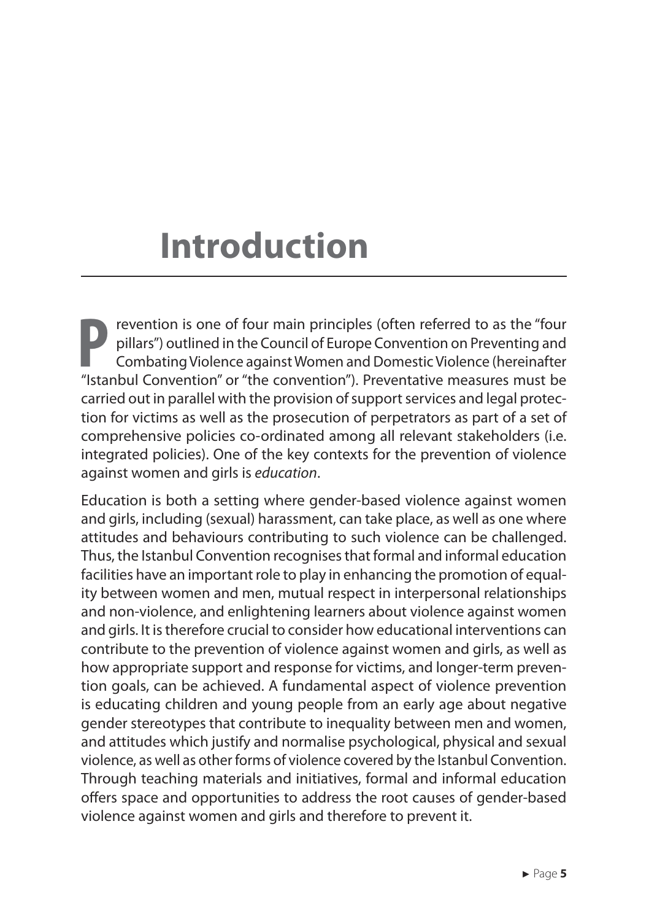# Introduction

Prevention is one of four main principles (often referred to as the "four pillars") outlined in the Council of Europe Convention on Preventing and Combating Violence against Women and Domestic Violence (hereinafter "Istanbul Convention" or "the convention"). Preventative measures must be carried out in parallel with the provision of support services and legal protection for victims as well as the prosecution of perpetrators as part of a set of comprehensive policies co-ordinated among all relevant stakeholders (i.e. integrated policies). One of the key contexts for the prevention of violence against women and girls is *education*.

Education is both a setting where gender-based violence against women and girls, including (sexual) harassment, can take place, as well as one where attitudes and behaviours contributing to such violence can be challenged. Thus, the Istanbul Convention recognises that formal and informal education facilities have an important role to play in enhancing the promotion of equality between women and men, mutual respect in interpersonal relationships and non-violence, and enlightening learners about violence against women and girls. It is therefore crucial to consider how educational interventions can contribute to the prevention of violence against women and girls, as well as how appropriate support and response for victims, and longer-term prevention goals, can be achieved. A fundamental aspect of violence prevention is educating children and young people from an early age about negative gender stereotypes that contribute to inequality between men and women, and attitudes which justify and normalise psychological, physical and sexual violence, as well as other forms of violence covered by the Istanbul Convention. Through teaching materials and initiatives, formal and informal education offers space and opportunities to address the root causes of gender-based violence against women and girls and therefore to prevent it.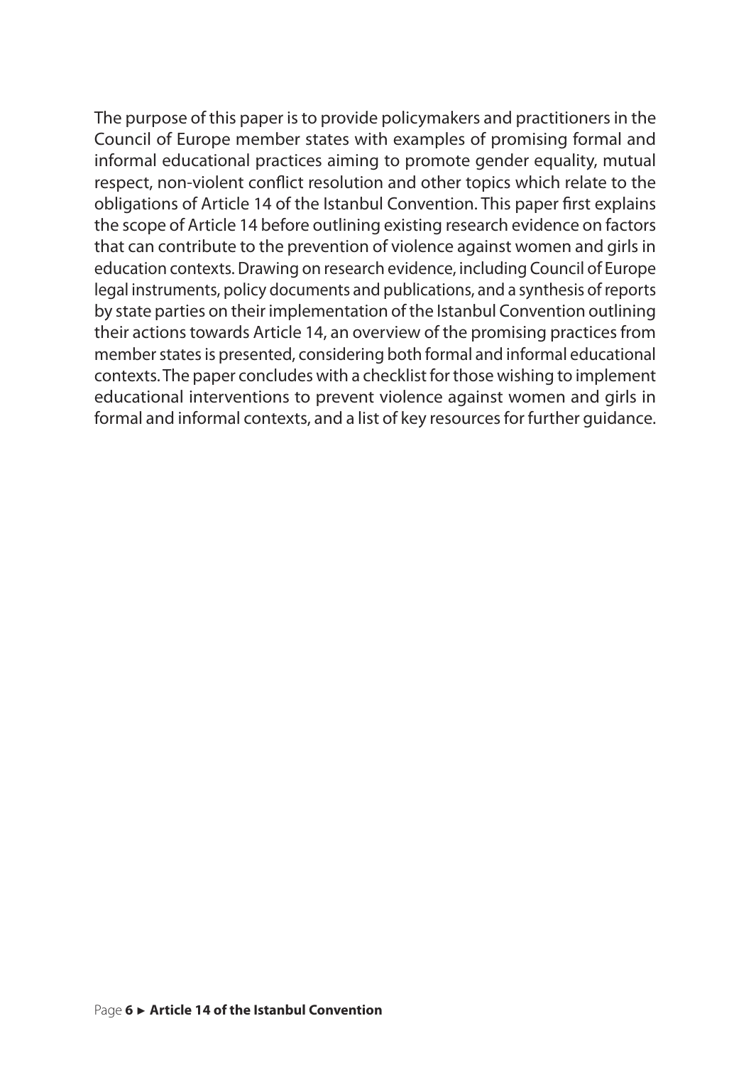The purpose of this paper is to provide policymakers and practitioners in the Council of Europe member states with examples of promising formal and informal educational practices aiming to promote gender equality, mutual respect, non-violent conflict resolution and other topics which relate to the obligations of Article 14 of the Istanbul Convention. This paper first explains the scope of Article 14 before outlining existing research evidence on factors that can contribute to the prevention of violence against women and girls in education contexts. Drawing on research evidence, including Council of Europe legal instruments, policy documents and publications, and a synthesis of reports by state parties on their implementation of the Istanbul Convention outlining their actions towards Article 14, an overview of the promising practices from member states is presented, considering both formal and informal educational contexts. The paper concludes with a checklist for those wishing to implement educational interventions to prevent violence against women and girls in formal and informal contexts, and a list of key resources for further guidance.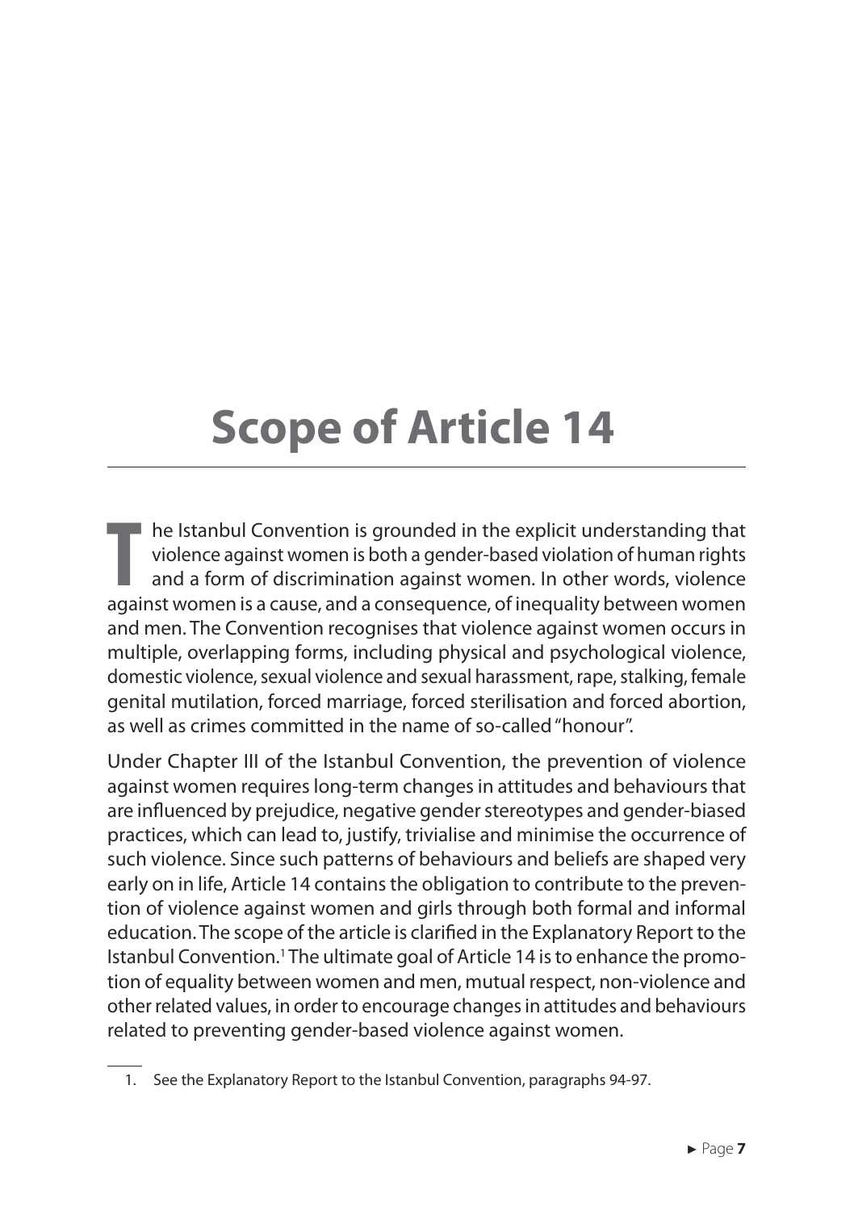# Scope of Article 14

The Istanbul Convention is grounded in the explicit understanding that violence against women is both a gender-based violation of human rights and a form of discrimination against women. In other words, violence against women is a cause, and a consequence, of inequality between women and men. The Convention recognises that violence against women occurs in multiple, overlapping forms, including physical and psychological violence, domestic violence, sexual violence and sexual harassment, rape, stalking, female genital mutilation, forced marriage, forced sterilisation and forced abortion, as well as crimes committed in the name of so-called "honour".

Under Chapter III of the Istanbul Convention, the prevention of violence against women requires long-term changes in attitudes and behaviours that are influenced by prejudice, negative gender stereotypes and gender-biased practices, which can lead to, justify, trivialise and minimise the occurrence of such violence. Since such patterns of behaviours and beliefs are shaped very early on in life, Article 14 contains the obligation to contribute to the prevention of violence against women and girls through both formal and informal education. The scope of the article is clarified in the Explanatory Report to the Istanbul Convention.[1] The ultimate goal of Article 14 is to enhance the promotion of equality between women and men, mutual respect, non-violence and other related values, in order to encourage changes in attitudes and behaviours related to preventing gender-based violence against women.

1. See the Explanatory Report to the Istanbul Convention, paragraphs 94-97.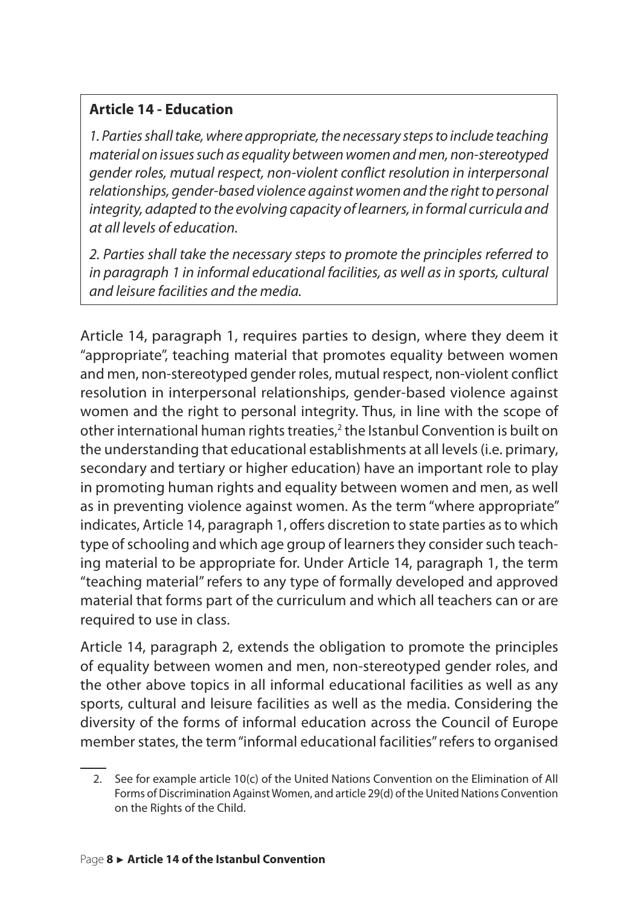> **Article 14 - Education**
>
> *1. Parties shall take, where appropriate, the necessary steps to include teaching material on issues such as equality between women and men, non-stereotyped gender roles, mutual respect, non-violent conflict resolution in interpersonal relationships, gender-based violence against women and the right to personal integrity, adapted to the evolving capacity of learners, in formal curricula and at all levels of education.*
>
> *2. Parties shall take the necessary steps to promote the principles referred to in paragraph 1 in informal educational facilities, as well as in sports, cultural and leisure facilities and the media.*

Article 14, paragraph 1, requires parties to design, where they deem it "appropriate", teaching material that promotes equality between women and men, non-stereotyped gender roles, mutual respect, non-violent conflict resolution in interpersonal relationships, gender-based violence against women and the right to personal integrity. Thus, in line with the scope of other international human rights treaties,[2] the Istanbul Convention is built on the understanding that educational establishments at all levels (i.e. primary, secondary and tertiary or higher education) have an important role to play in promoting human rights and equality between women and men, as well as in preventing violence against women. As the term "where appropriate" indicates, Article 14, paragraph 1, offers discretion to state parties as to which type of schooling and which age group of learners they consider such teaching material to be appropriate for. Under Article 14, paragraph 1, the term "teaching material" refers to any type of formally developed and approved material that forms part of the curriculum and which all teachers can or are required to use in class.

Article 14, paragraph 2, extends the obligation to promote the principles of equality between women and men, non-stereotyped gender roles, and the other above topics in all informal educational facilities as well as any sports, cultural and leisure facilities as well as the media. Considering the diversity of the forms of informal education across the Council of Europe member states, the term "informal educational facilities" refers to organised

2. See for example article 10(c) of the United Nations Convention on the Elimination of All Forms of Discrimination Against Women, and article 29(d) of the United Nations Convention on the Rights of the Child.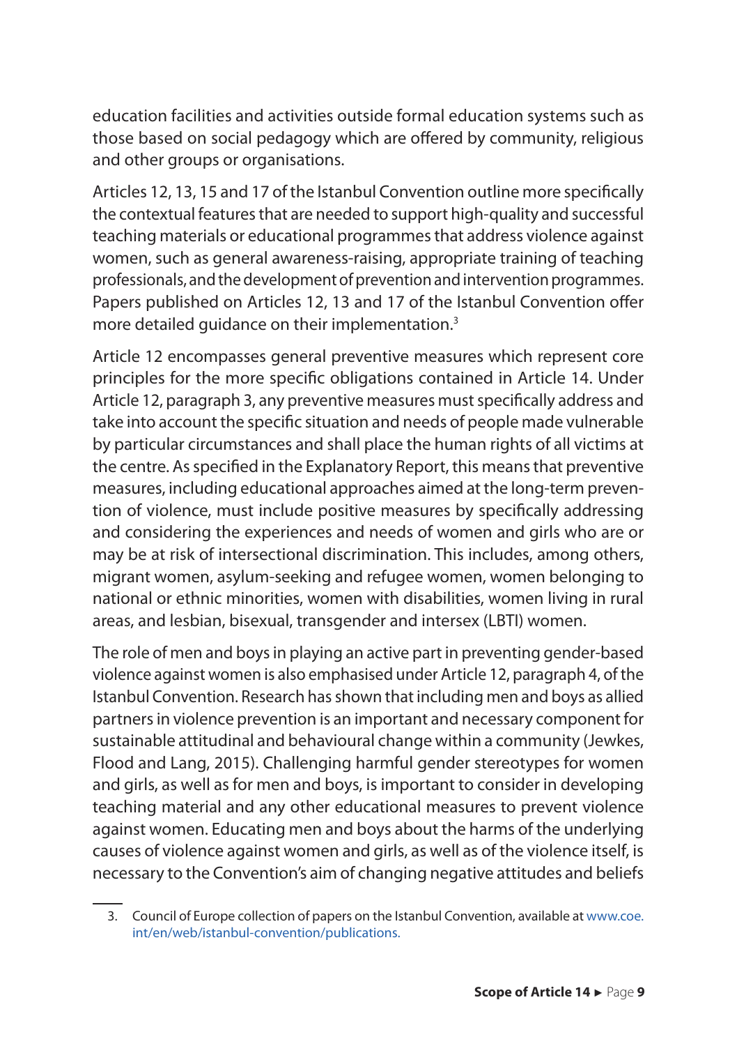education facilities and activities outside formal education systems such as those based on social pedagogy which are offered by community, religious and other groups or organisations.

Articles 12, 13, 15 and 17 of the Istanbul Convention outline more specifically the contextual features that are needed to support high-quality and successful teaching materials or educational programmes that address violence against women, such as general awareness-raising, appropriate training of teaching professionals, and the development of prevention and intervention programmes. Papers published on Articles 12, 13 and 17 of the Istanbul Convention offer more detailed guidance on their implementation.[3]

Article 12 encompasses general preventive measures which represent core principles for the more specific obligations contained in Article 14. Under Article 12, paragraph 3, any preventive measures must specifically address and take into account the specific situation and needs of people made vulnerable by particular circumstances and shall place the human rights of all victims at the centre. As specified in the Explanatory Report, this means that preventive measures, including educational approaches aimed at the long-term prevention of violence, must include positive measures by specifically addressing and considering the experiences and needs of women and girls who are or may be at risk of intersectional discrimination. This includes, among others, migrant women, asylum-seeking and refugee women, women belonging to national or ethnic minorities, women with disabilities, women living in rural areas, and lesbian, bisexual, transgender and intersex (LBTI) women.

The role of men and boys in playing an active part in preventing gender-based violence against women is also emphasised under Article 12, paragraph 4, of the Istanbul Convention. Research has shown that including men and boys as allied partners in violence prevention is an important and necessary component for sustainable attitudinal and behavioural change within a community (Jewkes, Flood and Lang, 2015). Challenging harmful gender stereotypes for women and girls, as well as for men and boys, is important to consider in developing teaching material and any other educational measures to prevent violence against women. Educating men and boys about the harms of the underlying causes of violence against women and girls, as well as of the violence itself, is necessary to the Convention's aim of changing negative attitudes and beliefs

3. Council of Europe collection of papers on the Istanbul Convention, available at www.coe.int/en/web/istanbul-convention/publications.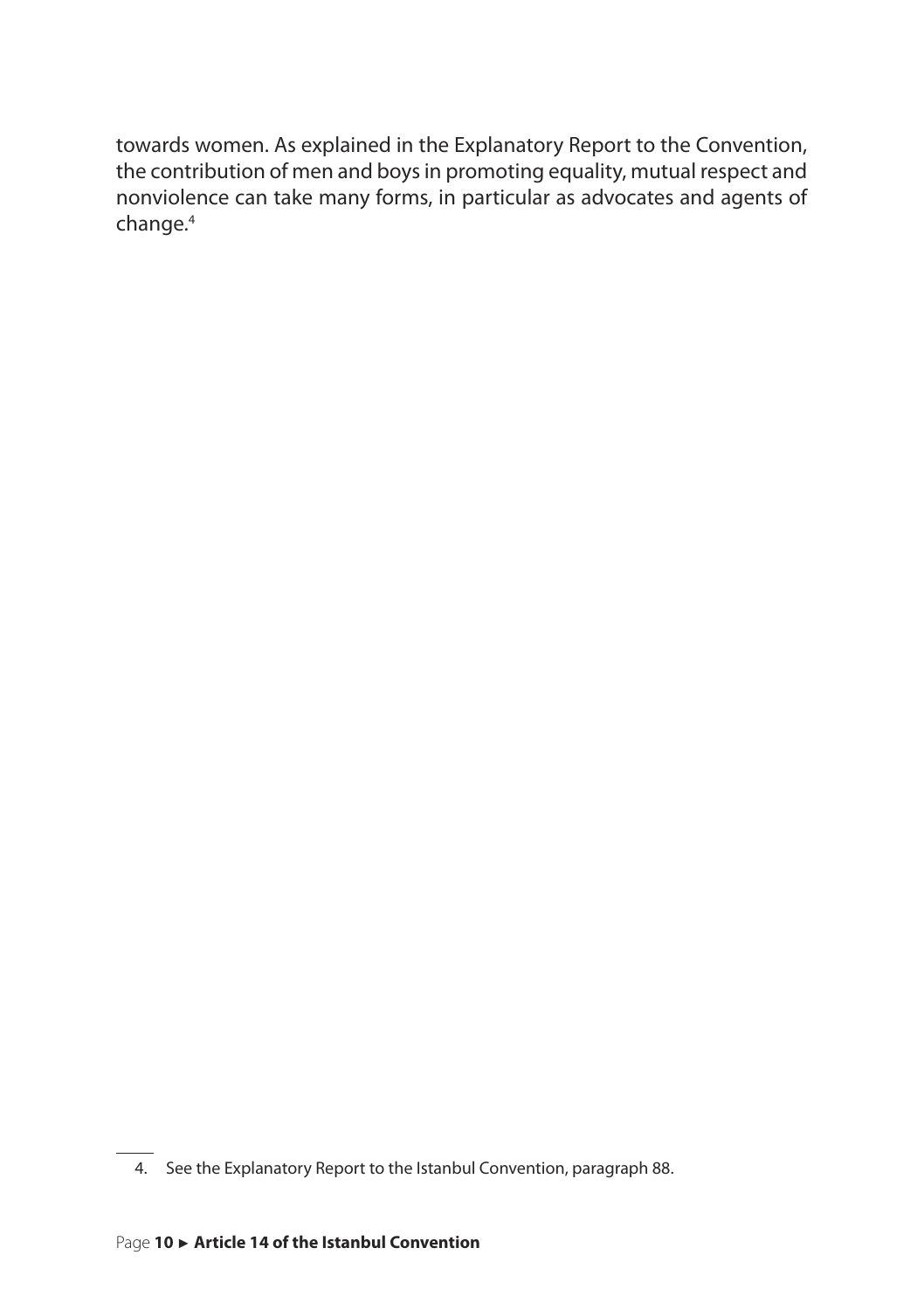towards women. As explained in the Explanatory Report to the Convention, the contribution of men and boys in promoting equality, mutual respect and nonviolence can take many forms, in particular as advocates and agents of change.[4]

4. See the Explanatory Report to the Istanbul Convention, paragraph 88.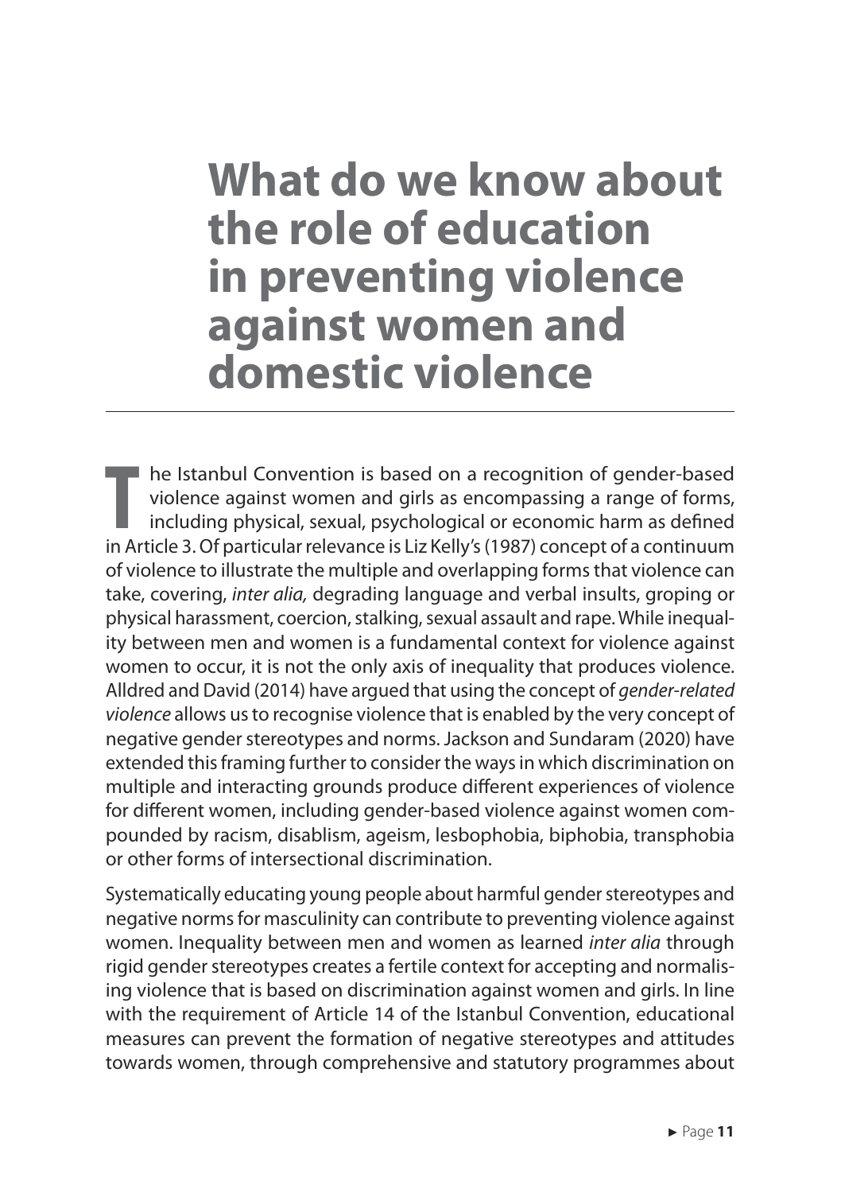# What do we know about the role of education in preventing violence against women and domestic violence

The Istanbul Convention is based on a recognition of gender-based violence against women and girls as encompassing a range of forms, including physical, sexual, psychological or economic harm as defined in Article 3. Of particular relevance is Liz Kelly's (1987) concept of a continuum of violence to illustrate the multiple and overlapping forms that violence can take, covering, *inter alia,* degrading language and verbal insults, groping or physical harassment, coercion, stalking, sexual assault and rape. While inequality between men and women is a fundamental context for violence against women to occur, it is not the only axis of inequality that produces violence. Alldred and David (2014) have argued that using the concept of *gender-related violence* allows us to recognise violence that is enabled by the very concept of negative gender stereotypes and norms. Jackson and Sundaram (2020) have extended this framing further to consider the ways in which discrimination on multiple and interacting grounds produce different experiences of violence for different women, including gender-based violence against women compounded by racism, disablism, ageism, lesbophobia, biphobia, transphobia or other forms of intersectional discrimination.

Systematically educating young people about harmful gender stereotypes and negative norms for masculinity can contribute to preventing violence against women. Inequality between men and women as learned *inter alia* through rigid gender stereotypes creates a fertile context for accepting and normalising violence that is based on discrimination against women and girls. In line with the requirement of Article 14 of the Istanbul Convention, educational measures can prevent the formation of negative stereotypes and attitudes towards women, through comprehensive and statutory programmes about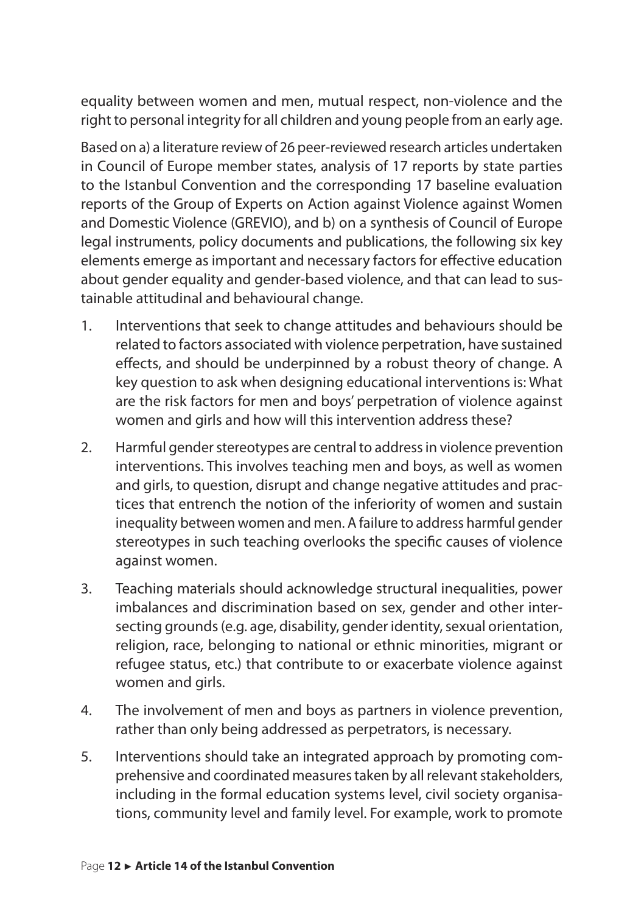equality between women and men, mutual respect, non-violence and the right to personal integrity for all children and young people from an early age.

Based on a) a literature review of 26 peer-reviewed research articles undertaken in Council of Europe member states, analysis of 17 reports by state parties to the Istanbul Convention and the corresponding 17 baseline evaluation reports of the Group of Experts on Action against Violence against Women and Domestic Violence (GREVIO), and b) on a synthesis of Council of Europe legal instruments, policy documents and publications, the following six key elements emerge as important and necessary factors for effective education about gender equality and gender-based violence, and that can lead to sustainable attitudinal and behavioural change.

1. Interventions that seek to change attitudes and behaviours should be related to factors associated with violence perpetration, have sustained effects, and should be underpinned by a robust theory of change. A key question to ask when designing educational interventions is: What are the risk factors for men and boys' perpetration of violence against women and girls and how will this intervention address these?
2. Harmful gender stereotypes are central to address in violence prevention interventions. This involves teaching men and boys, as well as women and girls, to question, disrupt and change negative attitudes and practices that entrench the notion of the inferiority of women and sustain inequality between women and men. A failure to address harmful gender stereotypes in such teaching overlooks the specific causes of violence against women.
3. Teaching materials should acknowledge structural inequalities, power imbalances and discrimination based on sex, gender and other intersecting grounds (e.g. age, disability, gender identity, sexual orientation, religion, race, belonging to national or ethnic minorities, migrant or refugee status, etc.) that contribute to or exacerbate violence against women and girls.
4. The involvement of men and boys as partners in violence prevention, rather than only being addressed as perpetrators, is necessary.
5. Interventions should take an integrated approach by promoting comprehensive and coordinated measures taken by all relevant stakeholders, including in the formal education systems level, civil society organisations, community level and family level. For example, work to promote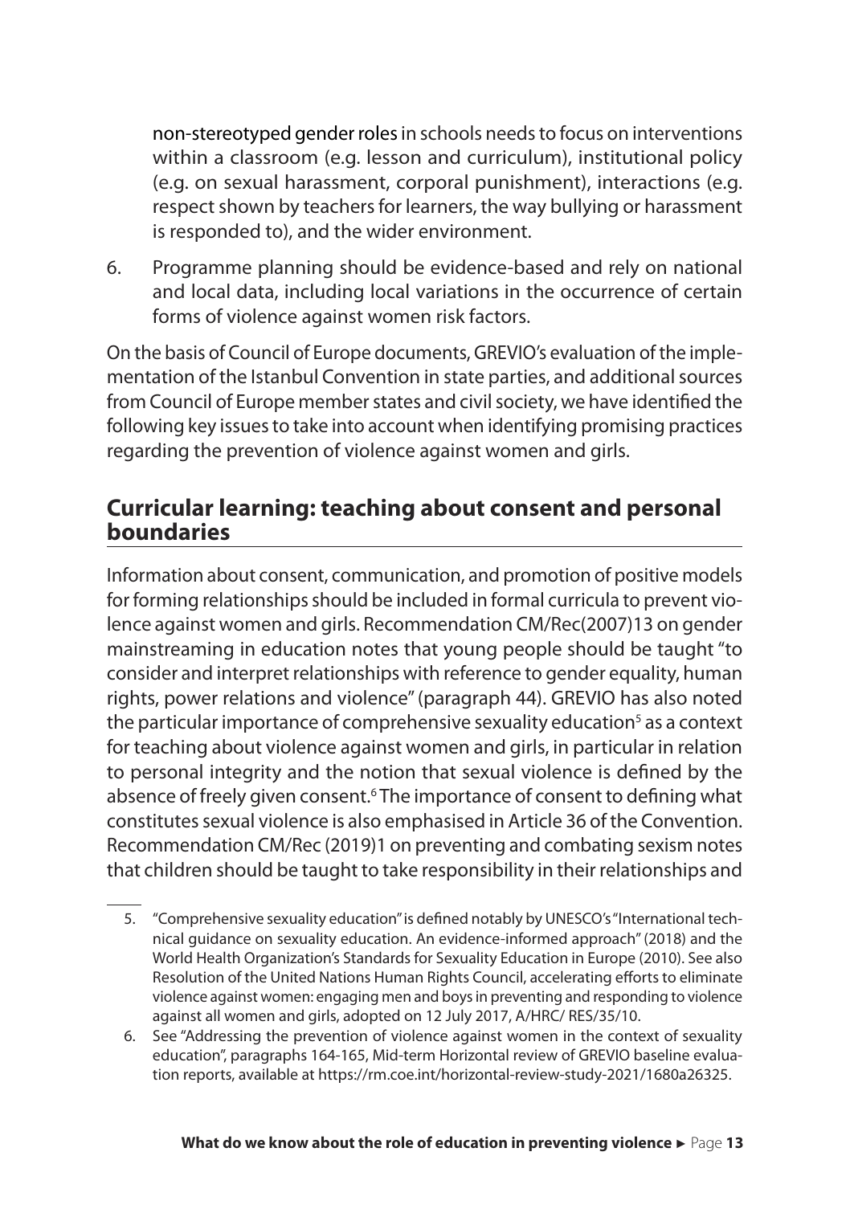non-stereotyped gender roles in schools needs to focus on interventions within a classroom (e.g. lesson and curriculum), institutional policy (e.g. on sexual harassment, corporal punishment), interactions (e.g. respect shown by teachers for learners, the way bullying or harassment is responded to), and the wider environment.

6. Programme planning should be evidence-based and rely on national and local data, including local variations in the occurrence of certain forms of violence against women risk factors.

On the basis of Council of Europe documents, GREVIO's evaluation of the implementation of the Istanbul Convention in state parties, and additional sources from Council of Europe member states and civil society, we have identified the following key issues to take into account when identifying promising practices regarding the prevention of violence against women and girls.

## Curricular learning: teaching about consent and personal boundaries

Information about consent, communication, and promotion of positive models for forming relationships should be included in formal curricula to prevent violence against women and girls. Recommendation CM/Rec(2007)13 on gender mainstreaming in education notes that young people should be taught "to consider and interpret relationships with reference to gender equality, human rights, power relations and violence" (paragraph 44). GREVIO has also noted the particular importance of comprehensive sexuality education[5] as a context for teaching about violence against women and girls, in particular in relation to personal integrity and the notion that sexual violence is defined by the absence of freely given consent.[6] The importance of consent to defining what constitutes sexual violence is also emphasised in Article 36 of the Convention. Recommendation CM/Rec (2019)1 on preventing and combating sexism notes that children should be taught to take responsibility in their relationships and

5. "Comprehensive sexuality education" is defined notably by UNESCO's "International technical guidance on sexuality education. An evidence-informed approach" (2018) and the World Health Organization's Standards for Sexuality Education in Europe (2010). See also Resolution of the United Nations Human Rights Council, accelerating efforts to eliminate violence against women: engaging men and boys in preventing and responding to violence against all women and girls, adopted on 12 July 2017, A/HRC/ RES/35/10.

6. See "Addressing the prevention of violence against women in the context of sexuality education", paragraphs 164-165, Mid-term Horizontal review of GREVIO baseline evaluation reports, available at https://rm.coe.int/horizontal-review-study-2021/1680a26325.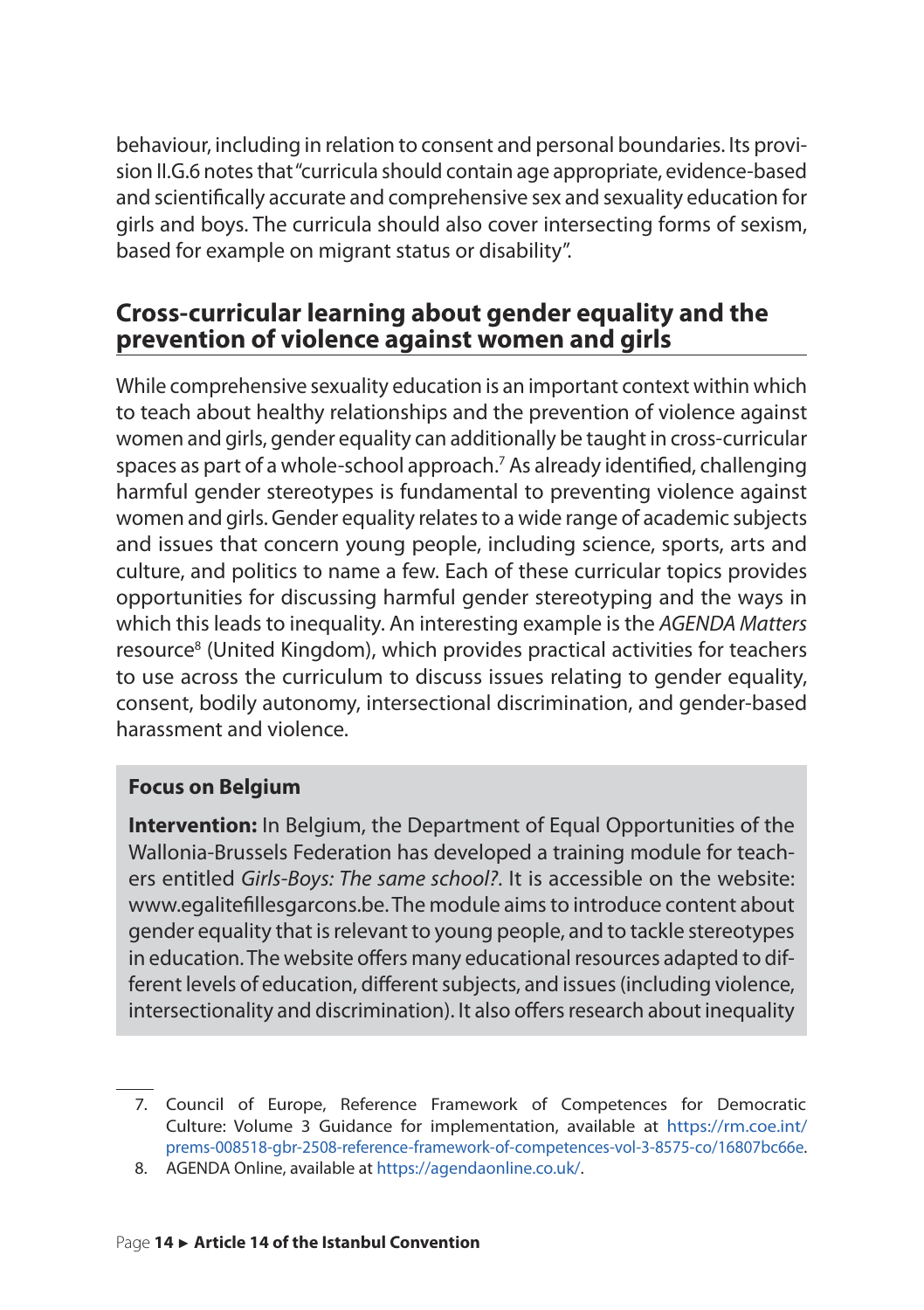behaviour, including in relation to consent and personal boundaries. Its provision II.G.6 notes that "curricula should contain age appropriate, evidence-based and scientifically accurate and comprehensive sex and sexuality education for girls and boys. The curricula should also cover intersecting forms of sexism, based for example on migrant status or disability".

## Cross-curricular learning about gender equality and the prevention of violence against women and girls

While comprehensive sexuality education is an important context within which to teach about healthy relationships and the prevention of violence against women and girls, gender equality can additionally be taught in cross-curricular spaces as part of a whole-school approach.[7] As already identified, challenging harmful gender stereotypes is fundamental to preventing violence against women and girls. Gender equality relates to a wide range of academic subjects and issues that concern young people, including science, sports, arts and culture, and politics to name a few. Each of these curricular topics provides opportunities for discussing harmful gender stereotyping and the ways in which this leads to inequality. An interesting example is the *AGENDA Matters* resource[8] (United Kingdom), which provides practical activities for teachers to use across the curriculum to discuss issues relating to gender equality, consent, bodily autonomy, intersectional discrimination, and gender-based harassment and violence.

**Focus on Belgium**

**Intervention:** In Belgium, the Department of Equal Opportunities of the Wallonia-Brussels Federation has developed a training module for teachers entitled *Girls-Boys: The same school?*. It is accessible on the website: www.egalitefillesgarcons.be. The module aims to introduce content about gender equality that is relevant to young people, and to tackle stereotypes in education. The website offers many educational resources adapted to different levels of education, different subjects, and issues (including violence, intersectionality and discrimination). It also offers research about inequality

7. Council of Europe, Reference Framework of Competences for Democratic Culture: Volume 3 Guidance for implementation, available at https://rm.coe.int/prems-008518-gbr-2508-reference-framework-of-competences-vol-3-8575-co/16807bc66e.
8. AGENDA Online, available at https://agendaonline.co.uk/.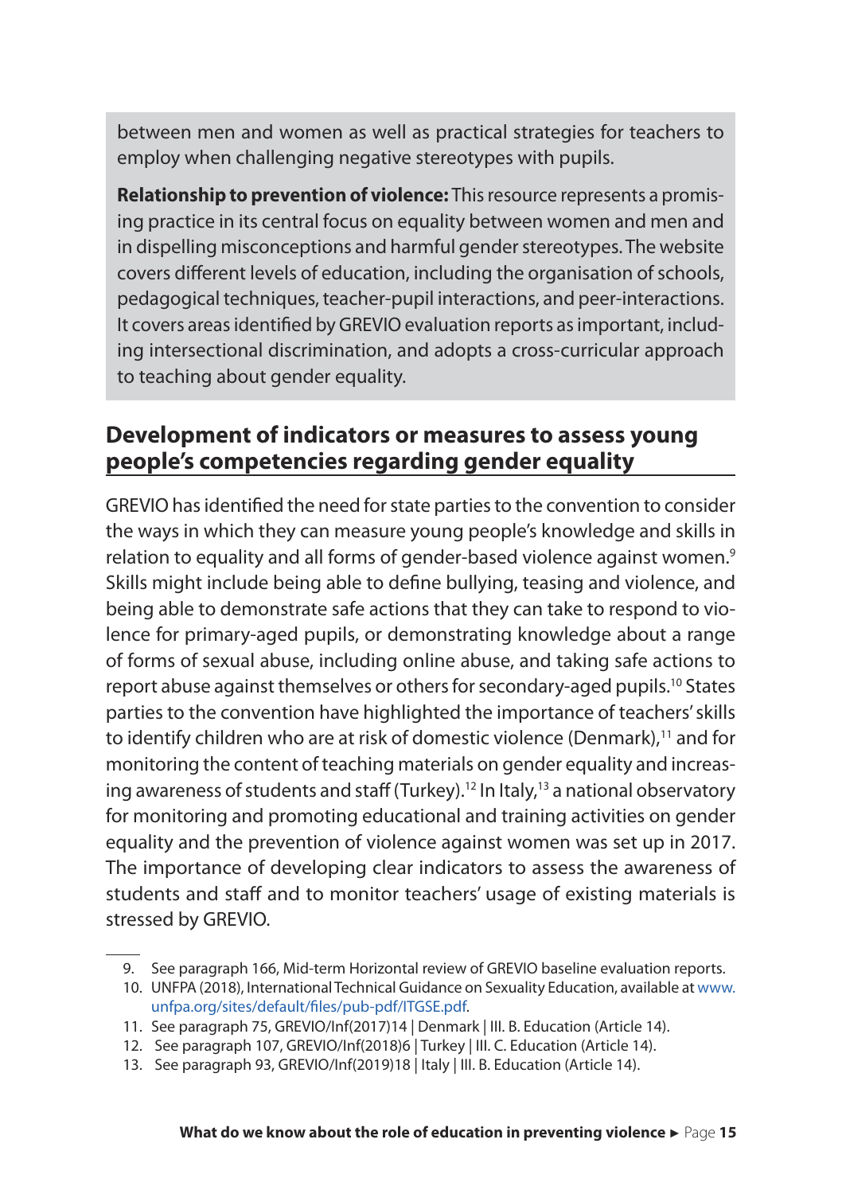between men and women as well as practical strategies for teachers to employ when challenging negative stereotypes with pupils.

**Relationship to prevention of violence:** This resource represents a promising practice in its central focus on equality between women and men and in dispelling misconceptions and harmful gender stereotypes. The website covers different levels of education, including the organisation of schools, pedagogical techniques, teacher-pupil interactions, and peer-interactions. It covers areas identified by GREVIO evaluation reports as important, including intersectional discrimination, and adopts a cross-curricular approach to teaching about gender equality.

## Development of indicators or measures to assess young people's competencies regarding gender equality

GREVIO has identified the need for state parties to the convention to consider the ways in which they can measure young people's knowledge and skills in relation to equality and all forms of gender-based violence against women.[9] Skills might include being able to define bullying, teasing and violence, and being able to demonstrate safe actions that they can take to respond to violence for primary-aged pupils, or demonstrating knowledge about a range of forms of sexual abuse, including online abuse, and taking safe actions to report abuse against themselves or others for secondary-aged pupils.[10] States parties to the convention have highlighted the importance of teachers' skills to identify children who are at risk of domestic violence (Denmark),[11] and for monitoring the content of teaching materials on gender equality and increasing awareness of students and staff (Turkey).[12] In Italy,[13] a national observatory for monitoring and promoting educational and training activities on gender equality and the prevention of violence against women was set up in 2017. The importance of developing clear indicators to assess the awareness of students and staff and to monitor teachers' usage of existing materials is stressed by GREVIO.

9. See paragraph 166, Mid-term Horizontal review of GREVIO baseline evaluation reports.
10. UNFPA (2018), International Technical Guidance on Sexuality Education, available at www.unfpa.org/sites/default/files/pub-pdf/ITGSE.pdf.
11. See paragraph 75, GREVIO/Inf(2017)14 | Denmark | III. B. Education (Article 14).
12. See paragraph 107, GREVIO/Inf(2018)6 | Turkey | III. C. Education (Article 14).
13. See paragraph 93, GREVIO/Inf(2019)18 | Italy | III. B. Education (Article 14).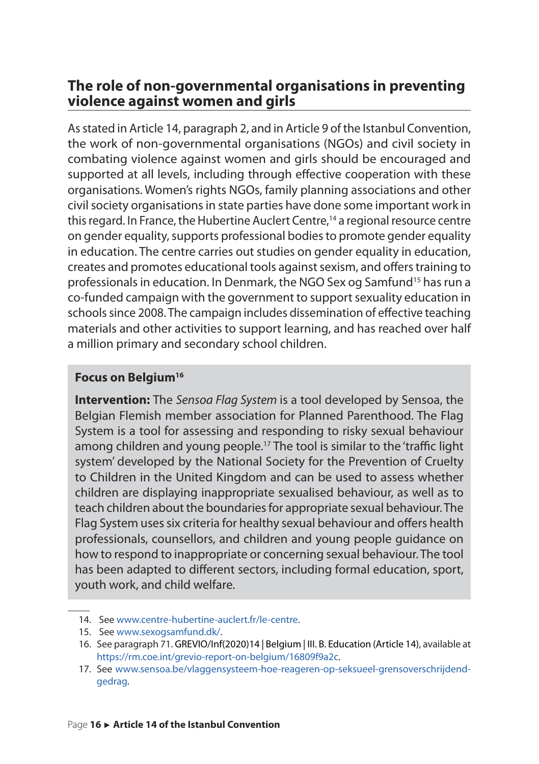## The role of non-governmental organisations in preventing violence against women and girls

As stated in Article 14, paragraph 2, and in Article 9 of the Istanbul Convention, the work of non-governmental organisations (NGOs) and civil society in combating violence against women and girls should be encouraged and supported at all levels, including through effective cooperation with these organisations. Women's rights NGOs, family planning associations and other civil society organisations in state parties have done some important work in this regard. In France, the Hubertine Auclert Centre,[14] a regional resource centre on gender equality, supports professional bodies to promote gender equality in education. The centre carries out studies on gender equality in education, creates and promotes educational tools against sexism, and offers training to professionals in education. In Denmark, the NGO Sex og Samfund[15] has run a co-funded campaign with the government to support sexuality education in schools since 2008. The campaign includes dissemination of effective teaching materials and other activities to support learning, and has reached over half a million primary and secondary school children.

**Focus on Belgium**[16]

**Intervention:** The *Sensoa Flag System* is a tool developed by Sensoa, the Belgian Flemish member association for Planned Parenthood. The Flag System is a tool for assessing and responding to risky sexual behaviour among children and young people.[17] The tool is similar to the 'traffic light system' developed by the National Society for the Prevention of Cruelty to Children in the United Kingdom and can be used to assess whether children are displaying inappropriate sexualised behaviour, as well as to teach children about the boundaries for appropriate sexual behaviour. The Flag System uses six criteria for healthy sexual behaviour and offers health professionals, counsellors, and children and young people guidance on how to respond to inappropriate or concerning sexual behaviour. The tool has been adapted to different sectors, including formal education, sport, youth work, and child welfare.

---

14. See www.centre-hubertine-auclert.fr/le-centre.
15. See www.sexogsamfund.dk/.
16. See paragraph 71. GREVIO/Inf(2020)14 | Belgium | III. B. Education (Article 14), available at https://rm.coe.int/grevio-report-on-belgium/16809f9a2c.
17. See www.sensoa.be/vlaggensysteem-hoe-reageren-op-seksueel-grensoverschrijdend-gedrag.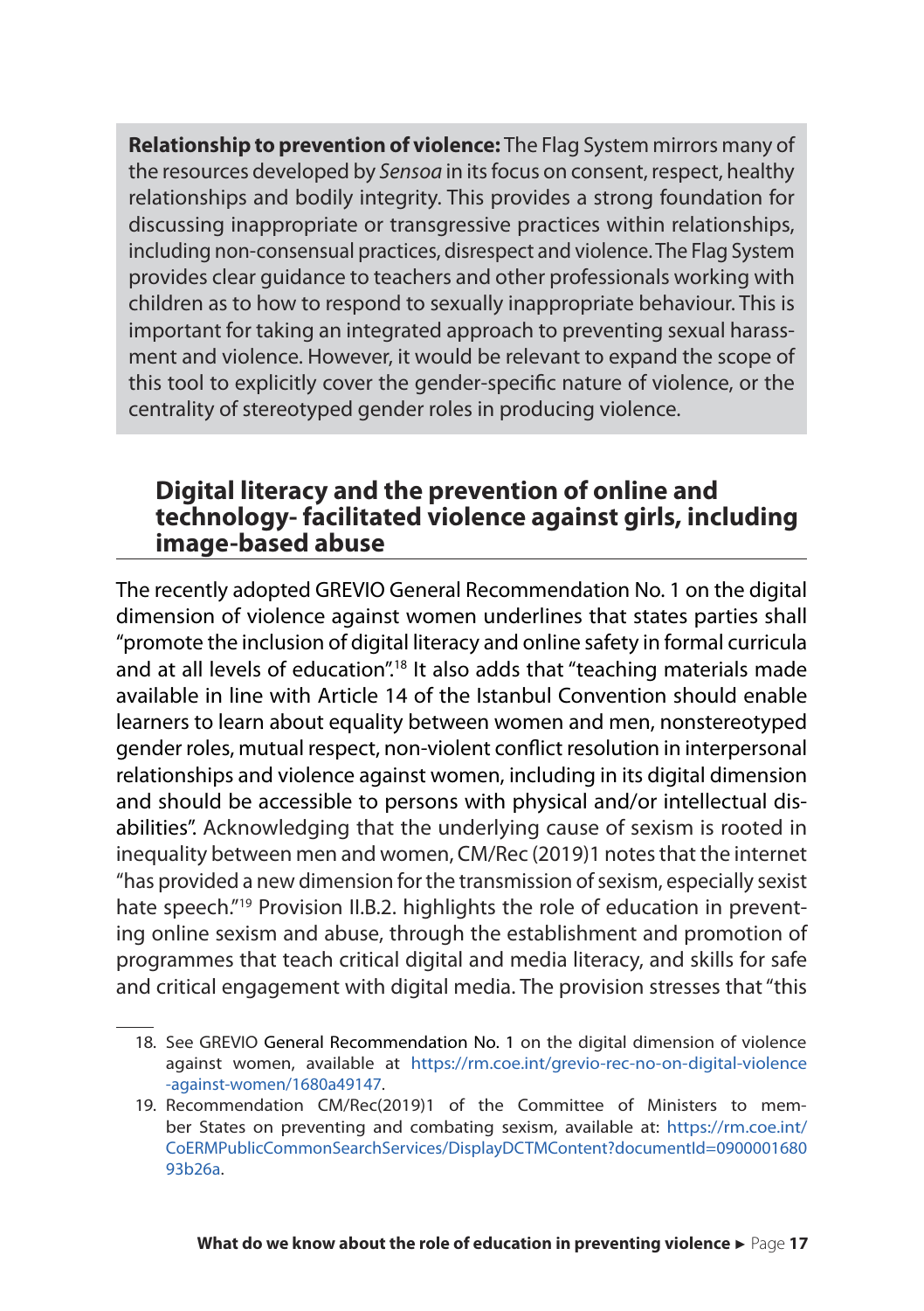**Relationship to prevention of violence:** The Flag System mirrors many of the resources developed by *Sensoa* in its focus on consent, respect, healthy relationships and bodily integrity. This provides a strong foundation for discussing inappropriate or transgressive practices within relationships, including non-consensual practices, disrespect and violence. The Flag System provides clear guidance to teachers and other professionals working with children as to how to respond to sexually inappropriate behaviour. This is important for taking an integrated approach to preventing sexual harassment and violence. However, it would be relevant to expand the scope of this tool to explicitly cover the gender-specific nature of violence, or the centrality of stereotyped gender roles in producing violence.

## Digital literacy and the prevention of online and technology- facilitated violence against girls, including image-based abuse

The recently adopted GREVIO General Recommendation No. 1 on the digital dimension of violence against women underlines that states parties shall "promote the inclusion of digital literacy and online safety in formal curricula and at all levels of education".[18] It also adds that "teaching materials made available in line with Article 14 of the Istanbul Convention should enable learners to learn about equality between women and men, nonstereotyped gender roles, mutual respect, non-violent conflict resolution in interpersonal relationships and violence against women, including in its digital dimension and should be accessible to persons with physical and/or intellectual disabilities". Acknowledging that the underlying cause of sexism is rooted in inequality between men and women, CM/Rec (2019)1 notes that the internet "has provided a new dimension for the transmission of sexism, especially sexist hate speech."[19] Provision II.B.2. highlights the role of education in preventing online sexism and abuse, through the establishment and promotion of programmes that teach critical digital and media literacy, and skills for safe and critical engagement with digital media. The provision stresses that "this

18. See GREVIO General Recommendation No. 1 on the digital dimension of violence against women, available at https://rm.coe.int/grevio-rec-no-on-digital-violence-against-women/1680a49147.
19. Recommendation CM/Rec(2019)1 of the Committee of Ministers to member States on preventing and combating sexism, available at: https://rm.coe.int/CoERMPublicCommonSearchServices/DisplayDCTMContent?documentId=090000168093b26a.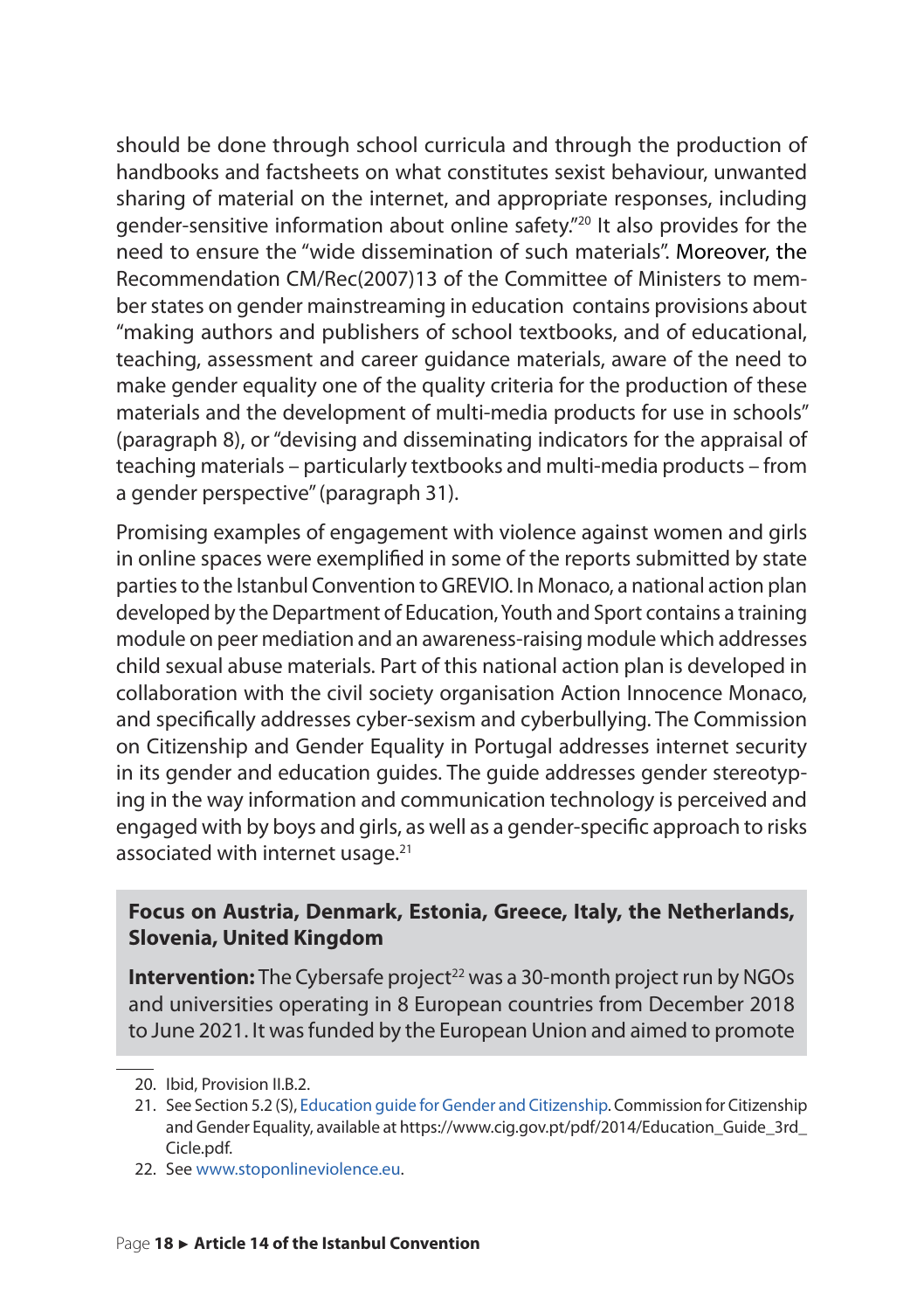should be done through school curricula and through the production of handbooks and factsheets on what constitutes sexist behaviour, unwanted sharing of material on the internet, and appropriate responses, including gender-sensitive information about online safety."[20] It also provides for the need to ensure the "wide dissemination of such materials". Moreover, the Recommendation CM/Rec(2007)13 of the Committee of Ministers to member states on gender mainstreaming in education contains provisions about "making authors and publishers of school textbooks, and of educational, teaching, assessment and career guidance materials, aware of the need to make gender equality one of the quality criteria for the production of these materials and the development of multi-media products for use in schools" (paragraph 8), or "devising and disseminating indicators for the appraisal of teaching materials – particularly textbooks and multi-media products – from a gender perspective" (paragraph 31).

Promising examples of engagement with violence against women and girls in online spaces were exemplified in some of the reports submitted by state parties to the Istanbul Convention to GREVIO. In Monaco, a national action plan developed by the Department of Education, Youth and Sport contains a training module on peer mediation and an awareness-raising module which addresses child sexual abuse materials. Part of this national action plan is developed in collaboration with the civil society organisation Action Innocence Monaco, and specifically addresses cyber-sexism and cyberbullying. The Commission on Citizenship and Gender Equality in Portugal addresses internet security in its gender and education guides. The guide addresses gender stereotyping in the way information and communication technology is perceived and engaged with by boys and girls, as well as a gender-specific approach to risks associated with internet usage.[21]

**Focus on Austria, Denmark, Estonia, Greece, Italy, the Netherlands, Slovenia, United Kingdom**

**Intervention:** The Cybersafe project[22] was a 30-month project run by NGOs and universities operating in 8 European countries from December 2018 to June 2021. It was funded by the European Union and aimed to promote

20. Ibid, Provision II.B.2.
21. See Section 5.2 (S), Education guide for Gender and Citizenship. Commission for Citizenship and Gender Equality, available at https://www.cig.gov.pt/pdf/2014/Education_Guide_3rd_Cicle.pdf.
22. See www.stoponlineviolence.eu.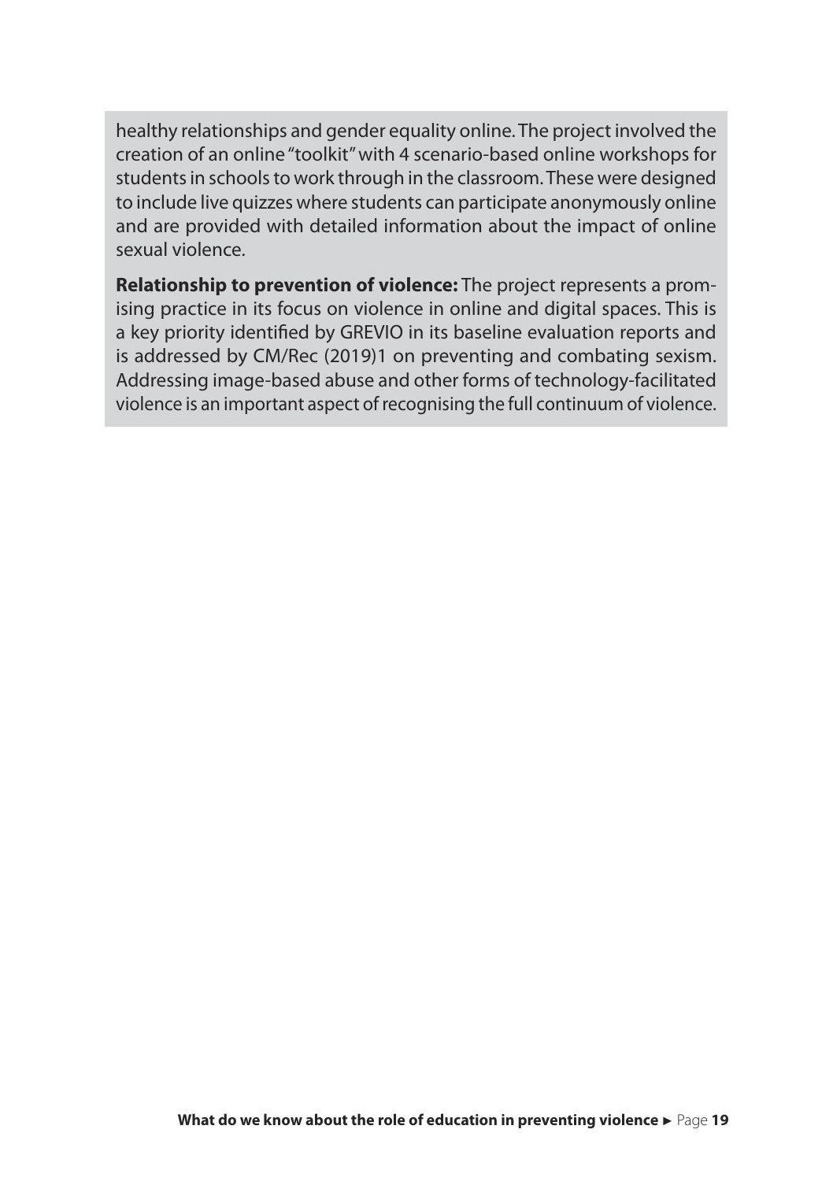healthy relationships and gender equality online. The project involved the creation of an online "toolkit" with 4 scenario-based online workshops for students in schools to work through in the classroom. These were designed to include live quizzes where students can participate anonymously online and are provided with detailed information about the impact of online sexual violence.

**Relationship to prevention of violence:** The project represents a promising practice in its focus on violence in online and digital spaces. This is a key priority identified by GREVIO in its baseline evaluation reports and is addressed by CM/Rec (2019)1 on preventing and combating sexism. Addressing image-based abuse and other forms of technology-facilitated violence is an important aspect of recognising the full continuum of violence.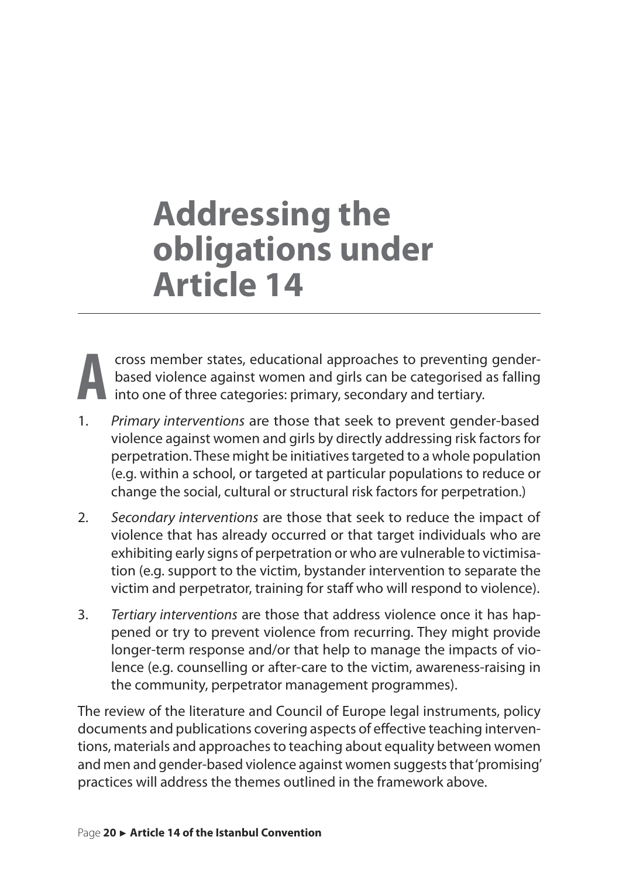# Addressing the obligations under Article 14

Across member states, educational approaches to preventing gender-based violence against women and girls can be categorised as falling into one of three categories: primary, secondary and tertiary.

1. *Primary interventions* are those that seek to prevent gender-based violence against women and girls by directly addressing risk factors for perpetration. These might be initiatives targeted to a whole population (e.g. within a school, or targeted at particular populations to reduce or change the social, cultural or structural risk factors for perpetration.)

2. *Secondary interventions* are those that seek to reduce the impact of violence that has already occurred or that target individuals who are exhibiting early signs of perpetration or who are vulnerable to victimisation (e.g. support to the victim, bystander intervention to separate the victim and perpetrator, training for staff who will respond to violence).

3. *Tertiary interventions* are those that address violence once it has happened or try to prevent violence from recurring. They might provide longer-term response and/or that help to manage the impacts of violence (e.g. counselling or after-care to the victim, awareness-raising in the community, perpetrator management programmes).

The review of the literature and Council of Europe legal instruments, policy documents and publications covering aspects of effective teaching interventions, materials and approaches to teaching about equality between women and men and gender-based violence against women suggests that 'promising' practices will address the themes outlined in the framework above.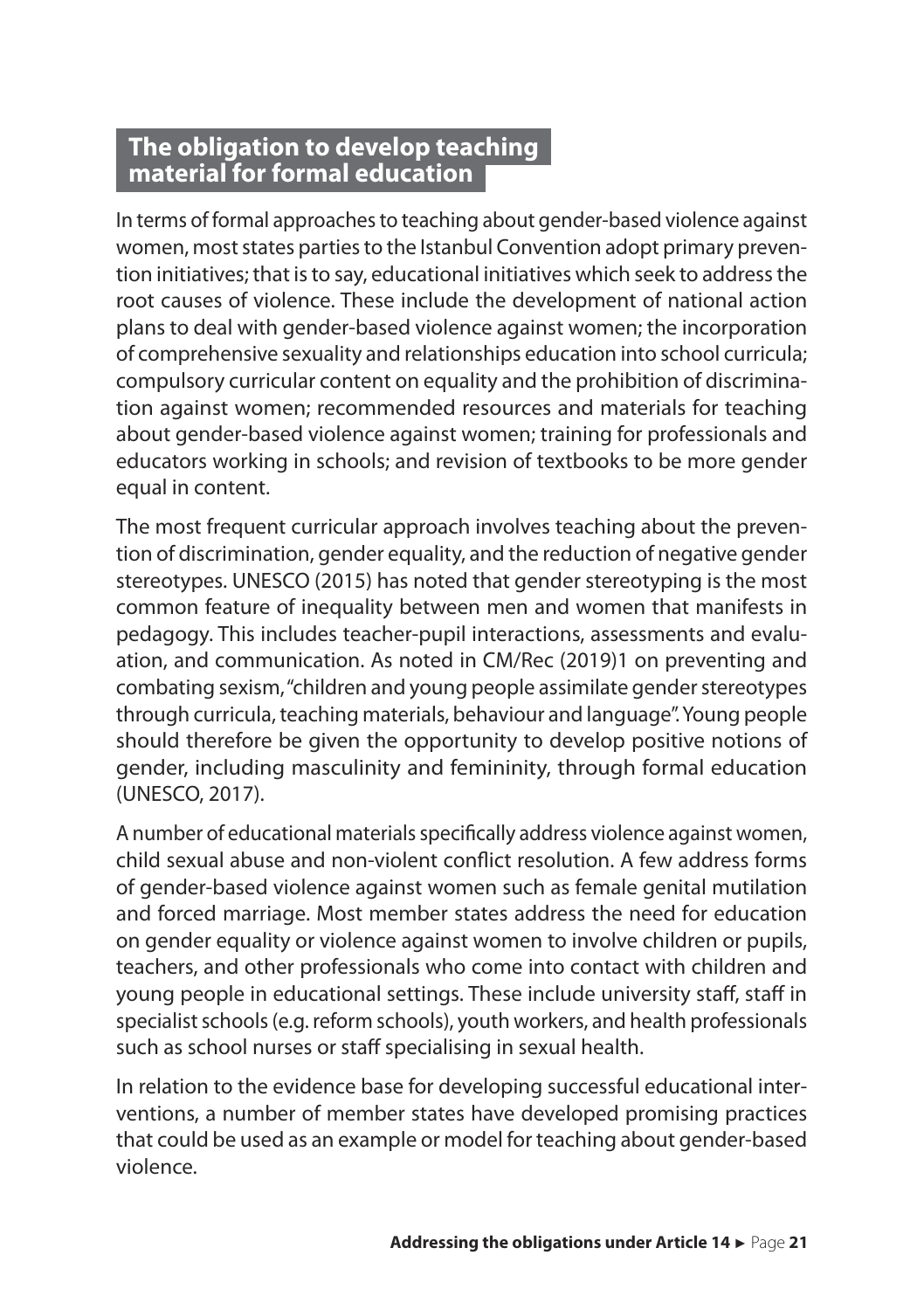## The obligation to develop teaching material for formal education

In terms of formal approaches to teaching about gender-based violence against women, most states parties to the Istanbul Convention adopt primary prevention initiatives; that is to say, educational initiatives which seek to address the root causes of violence. These include the development of national action plans to deal with gender-based violence against women; the incorporation of comprehensive sexuality and relationships education into school curricula; compulsory curricular content on equality and the prohibition of discrimination against women; recommended resources and materials for teaching about gender-based violence against women; training for professionals and educators working in schools; and revision of textbooks to be more gender equal in content.

The most frequent curricular approach involves teaching about the prevention of discrimination, gender equality, and the reduction of negative gender stereotypes. UNESCO (2015) has noted that gender stereotyping is the most common feature of inequality between men and women that manifests in pedagogy. This includes teacher-pupil interactions, assessments and evaluation, and communication. As noted in CM/Rec (2019)1 on preventing and combating sexism, "children and young people assimilate gender stereotypes through curricula, teaching materials, behaviour and language". Young people should therefore be given the opportunity to develop positive notions of gender, including masculinity and femininity, through formal education (UNESCO, 2017).

A number of educational materials specifically address violence against women, child sexual abuse and non-violent conflict resolution. A few address forms of gender-based violence against women such as female genital mutilation and forced marriage. Most member states address the need for education on gender equality or violence against women to involve children or pupils, teachers, and other professionals who come into contact with children and young people in educational settings. These include university staff, staff in specialist schools (e.g. reform schools), youth workers, and health professionals such as school nurses or staff specialising in sexual health.

In relation to the evidence base for developing successful educational interventions, a number of member states have developed promising practices that could be used as an example or model for teaching about gender-based violence.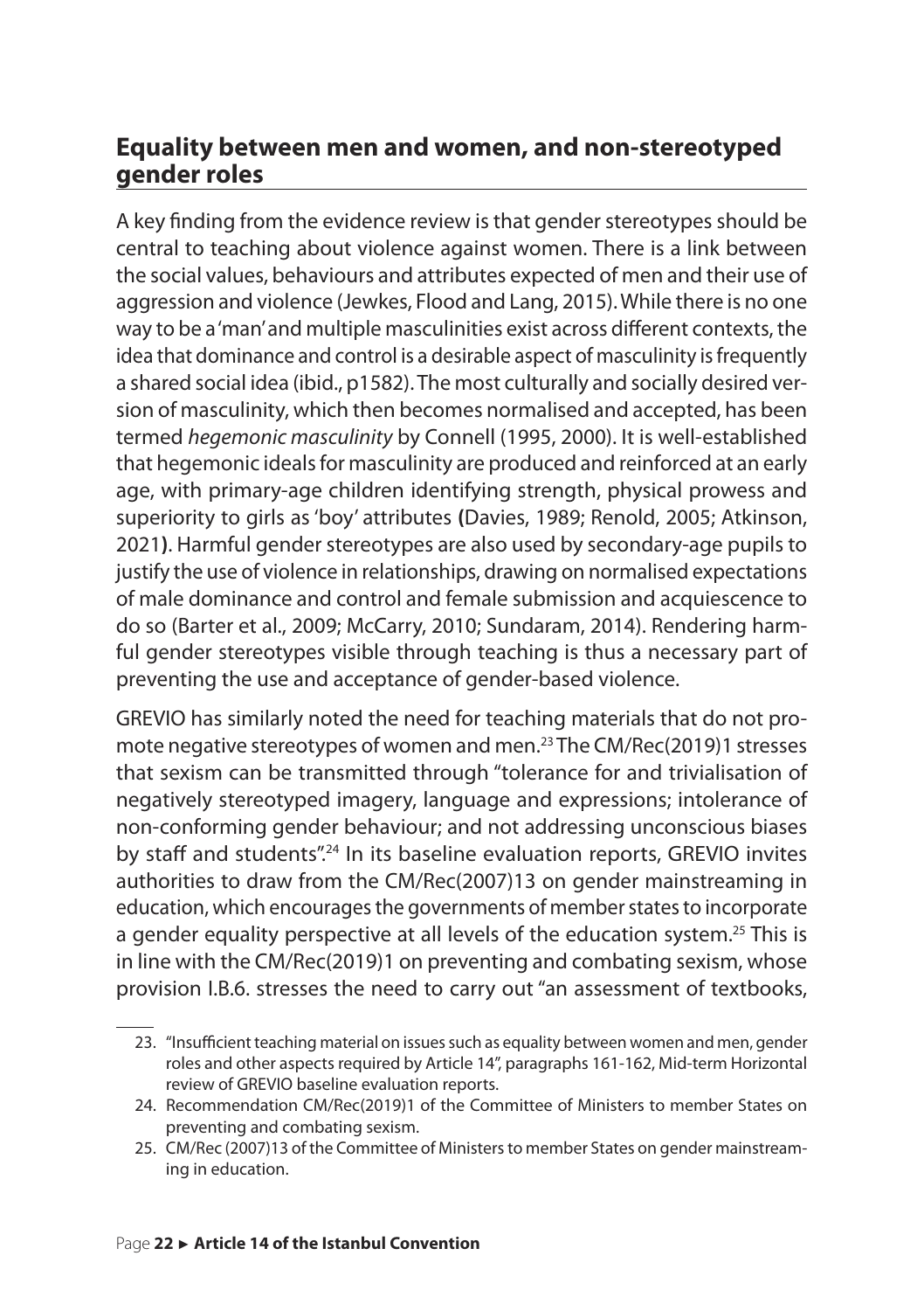## Equality between men and women, and non-stereotyped gender roles

A key finding from the evidence review is that gender stereotypes should be central to teaching about violence against women. There is a link between the social values, behaviours and attributes expected of men and their use of aggression and violence (Jewkes, Flood and Lang, 2015). While there is no one way to be a 'man' and multiple masculinities exist across different contexts, the idea that dominance and control is a desirable aspect of masculinity is frequently a shared social idea (ibid., p1582). The most culturally and socially desired version of masculinity, which then becomes normalised and accepted, has been termed *hegemonic masculinity* by Connell (1995, 2000). It is well-established that hegemonic ideals for masculinity are produced and reinforced at an early age, with primary-age children identifying strength, physical prowess and superiority to girls as 'boy' attributes **(**Davies, 1989; Renold, 2005; Atkinson, 2021**)**. Harmful gender stereotypes are also used by secondary-age pupils to justify the use of violence in relationships, drawing on normalised expectations of male dominance and control and female submission and acquiescence to do so (Barter et al., 2009; McCarry, 2010; Sundaram, 2014). Rendering harmful gender stereotypes visible through teaching is thus a necessary part of preventing the use and acceptance of gender-based violence.

GREVIO has similarly noted the need for teaching materials that do not promote negative stereotypes of women and men.[23] The CM/Rec(2019)1 stresses that sexism can be transmitted through "tolerance for and trivialisation of negatively stereotyped imagery, language and expressions; intolerance of non-conforming gender behaviour; and not addressing unconscious biases by staff and students".[24] In its baseline evaluation reports, GREVIO invites authorities to draw from the CM/Rec(2007)13 on gender mainstreaming in education, which encourages the governments of member states to incorporate a gender equality perspective at all levels of the education system.[25] This is in line with the CM/Rec(2019)1 on preventing and combating sexism, whose provision I.B.6. stresses the need to carry out "an assessment of textbooks,

23. "Insufficient teaching material on issues such as equality between women and men, gender roles and other aspects required by Article 14", paragraphs 161-162, Mid-term Horizontal review of GREVIO baseline evaluation reports.
24. Recommendation CM/Rec(2019)1 of the Committee of Ministers to member States on preventing and combating sexism.
25. CM/Rec (2007)13 of the Committee of Ministers to member States on gender mainstreaming in education.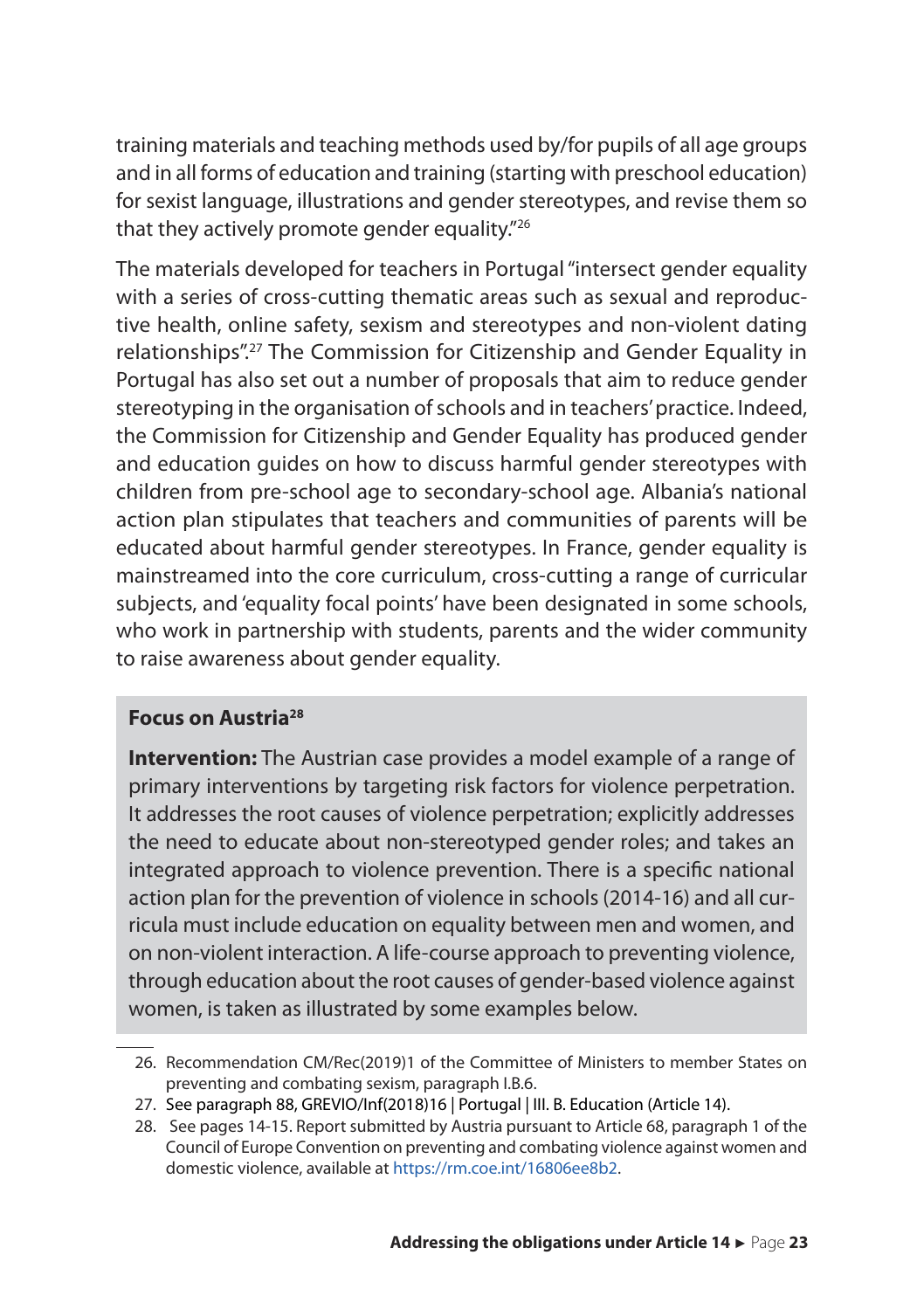training materials and teaching methods used by/for pupils of all age groups and in all forms of education and training (starting with preschool education) for sexist language, illustrations and gender stereotypes, and revise them so that they actively promote gender equality."[26]

The materials developed for teachers in Portugal "intersect gender equality with a series of cross-cutting thematic areas such as sexual and reproductive health, online safety, sexism and stereotypes and non-violent dating relationships".[27] The Commission for Citizenship and Gender Equality in Portugal has also set out a number of proposals that aim to reduce gender stereotyping in the organisation of schools and in teachers' practice. Indeed, the Commission for Citizenship and Gender Equality has produced gender and education guides on how to discuss harmful gender stereotypes with children from pre-school age to secondary-school age. Albania's national action plan stipulates that teachers and communities of parents will be educated about harmful gender stereotypes. In France, gender equality is mainstreamed into the core curriculum, cross-cutting a range of curricular subjects, and 'equality focal points' have been designated in some schools, who work in partnership with students, parents and the wider community to raise awareness about gender equality.

**Focus on Austria[28]**

**Intervention:** The Austrian case provides a model example of a range of primary interventions by targeting risk factors for violence perpetration. It addresses the root causes of violence perpetration; explicitly addresses the need to educate about non-stereotyped gender roles; and takes an integrated approach to violence prevention. There is a specific national action plan for the prevention of violence in schools (2014-16) and all curricula must include education on equality between men and women, and on non-violent interaction. A life-course approach to preventing violence, through education about the root causes of gender-based violence against women, is taken as illustrated by some examples below.

---

26. Recommendation CM/Rec(2019)1 of the Committee of Ministers to member States on preventing and combating sexism, paragraph I.B.6.
27. See paragraph 88, GREVIO/Inf(2018)16 | Portugal | III. B. Education (Article 14).
28. See pages 14-15. Report submitted by Austria pursuant to Article 68, paragraph 1 of the Council of Europe Convention on preventing and combating violence against women and domestic violence, available at https://rm.coe.int/16806ee8b2.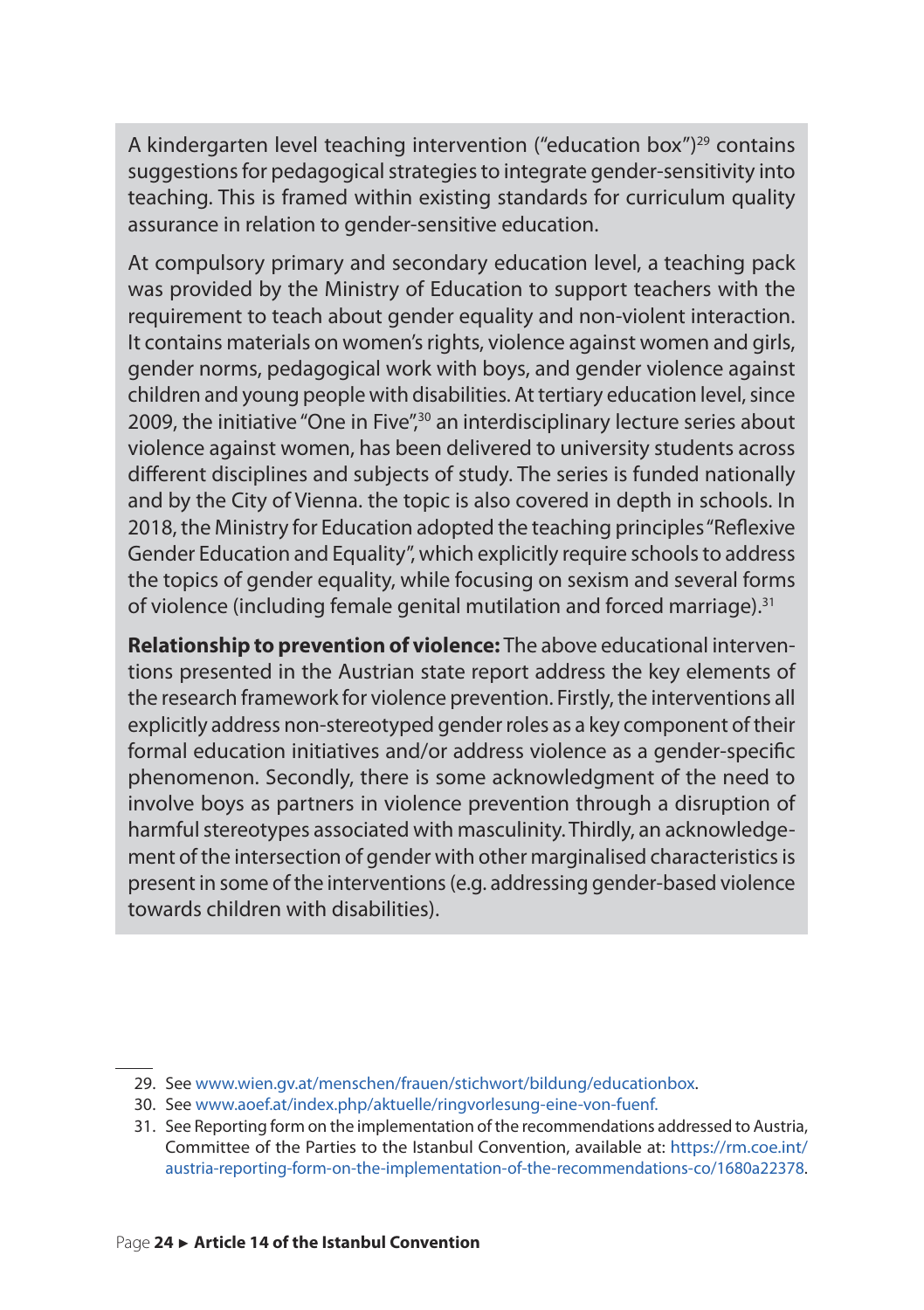A kindergarten level teaching intervention ("education box")[29] contains suggestions for pedagogical strategies to integrate gender-sensitivity into teaching. This is framed within existing standards for curriculum quality assurance in relation to gender-sensitive education.

At compulsory primary and secondary education level, a teaching pack was provided by the Ministry of Education to support teachers with the requirement to teach about gender equality and non-violent interaction. It contains materials on women's rights, violence against women and girls, gender norms, pedagogical work with boys, and gender violence against children and young people with disabilities. At tertiary education level, since 2009, the initiative "One in Five",[30] an interdisciplinary lecture series about violence against women, has been delivered to university students across different disciplines and subjects of study. The series is funded nationally and by the City of Vienna. the topic is also covered in depth in schools. In 2018, the Ministry for Education adopted the teaching principles "Reflexive Gender Education and Equality", which explicitly require schools to address the topics of gender equality, while focusing on sexism and several forms of violence (including female genital mutilation and forced marriage).[31]

**Relationship to prevention of violence:** The above educational interventions presented in the Austrian state report address the key elements of the research framework for violence prevention. Firstly, the interventions all explicitly address non-stereotyped gender roles as a key component of their formal education initiatives and/or address violence as a gender-specific phenomenon. Secondly, there is some acknowledgment of the need to involve boys as partners in violence prevention through a disruption of harmful stereotypes associated with masculinity. Thirdly, an acknowledgement of the intersection of gender with other marginalised characteristics is present in some of the interventions (e.g. addressing gender-based violence towards children with disabilities).

---

29. See www.wien.gv.at/menschen/frauen/stichwort/bildung/educationbox.
30. See www.aoef.at/index.php/aktuelle/ringvorlesung-eine-von-fuenf.
31. See Reporting form on the implementation of the recommendations addressed to Austria, Committee of the Parties to the Istanbul Convention, available at: https://rm.coe.int/austria-reporting-form-on-the-implementation-of-the-recommendations-co/1680a22378.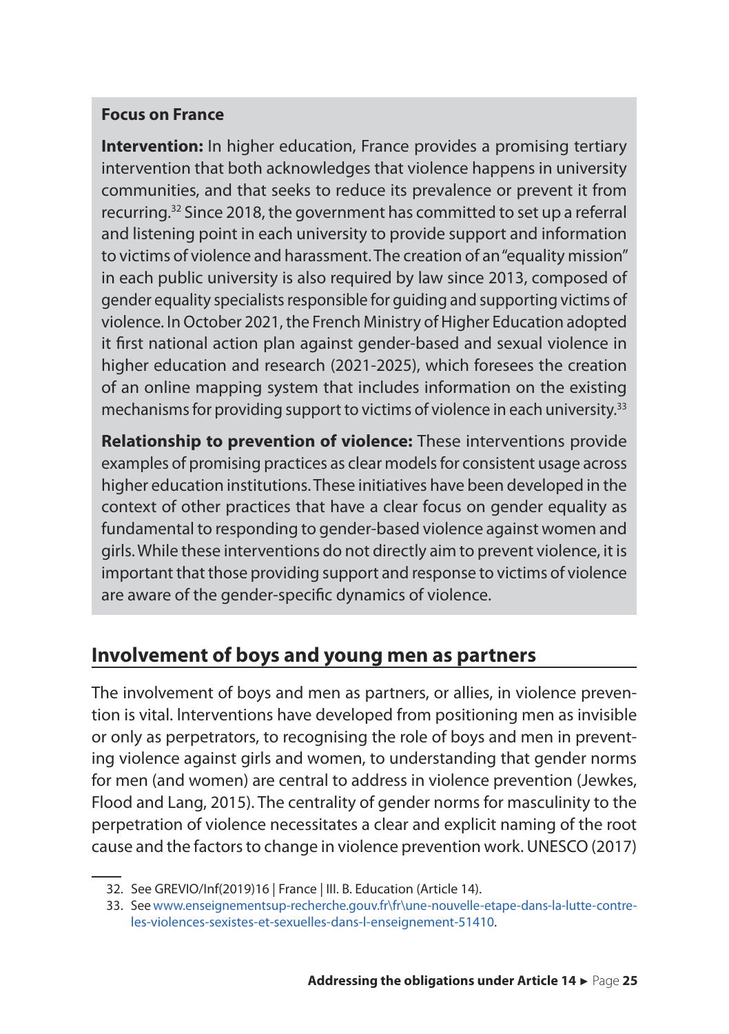**Focus on France**

**Intervention:** In higher education, France provides a promising tertiary intervention that both acknowledges that violence happens in university communities, and that seeks to reduce its prevalence or prevent it from recurring.[32] Since 2018, the government has committed to set up a referral and listening point in each university to provide support and information to victims of violence and harassment. The creation of an "equality mission" in each public university is also required by law since 2013, composed of gender equality specialists responsible for guiding and supporting victims of violence. In October 2021, the French Ministry of Higher Education adopted it first national action plan against gender-based and sexual violence in higher education and research (2021-2025), which foresees the creation of an online mapping system that includes information on the existing mechanisms for providing support to victims of violence in each university.[33]

**Relationship to prevention of violence:** These interventions provide examples of promising practices as clear models for consistent usage across higher education institutions. These initiatives have been developed in the context of other practices that have a clear focus on gender equality as fundamental to responding to gender-based violence against women and girls. While these interventions do not directly aim to prevent violence, it is important that those providing support and response to victims of violence are aware of the gender-specific dynamics of violence.

## Involvement of boys and young men as partners

The involvement of boys and men as partners, or allies, in violence prevention is vital. Interventions have developed from positioning men as invisible or only as perpetrators, to recognising the role of boys and men in preventing violence against girls and women, to understanding that gender norms for men (and women) are central to address in violence prevention (Jewkes, Flood and Lang, 2015). The centrality of gender norms for masculinity to the perpetration of violence necessitates a clear and explicit naming of the root cause and the factors to change in violence prevention work. UNESCO (2017)

32. See GREVIO/Inf(2019)16 | France | III. B. Education (Article 14).

33. See www.enseignementsup-recherche.gouv.fr\fr\une-nouvelle-etape-dans-la-lutte-contre-les-violences-sexistes-et-sexuelles-dans-l-enseignement-51410.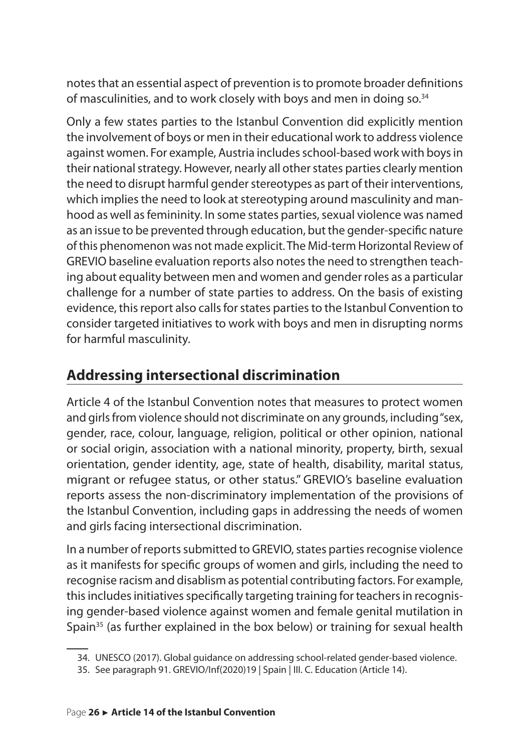notes that an essential aspect of prevention is to promote broader definitions of masculinities, and to work closely with boys and men in doing so.[34]

Only a few states parties to the Istanbul Convention did explicitly mention the involvement of boys or men in their educational work to address violence against women. For example, Austria includes school-based work with boys in their national strategy. However, nearly all other states parties clearly mention the need to disrupt harmful gender stereotypes as part of their interventions, which implies the need to look at stereotyping around masculinity and manhood as well as femininity. In some states parties, sexual violence was named as an issue to be prevented through education, but the gender-specific nature of this phenomenon was not made explicit. The Mid-term Horizontal Review of GREVIO baseline evaluation reports also notes the need to strengthen teaching about equality between men and women and gender roles as a particular challenge for a number of state parties to address. On the basis of existing evidence, this report also calls for states parties to the Istanbul Convention to consider targeted initiatives to work with boys and men in disrupting norms for harmful masculinity.

## Addressing intersectional discrimination

Article 4 of the Istanbul Convention notes that measures to protect women and girls from violence should not discriminate on any grounds, including "sex, gender, race, colour, language, religion, political or other opinion, national or social origin, association with a national minority, property, birth, sexual orientation, gender identity, age, state of health, disability, marital status, migrant or refugee status, or other status." GREVIO's baseline evaluation reports assess the non-discriminatory implementation of the provisions of the Istanbul Convention, including gaps in addressing the needs of women and girls facing intersectional discrimination.

In a number of reports submitted to GREVIO, states parties recognise violence as it manifests for specific groups of women and girls, including the need to recognise racism and disablism as potential contributing factors. For example, this includes initiatives specifically targeting training for teachers in recognising gender-based violence against women and female genital mutilation in Spain[35] (as further explained in the box below) or training for sexual health

34. UNESCO (2017). Global guidance on addressing school-related gender-based violence.

35. See paragraph 91. GREVIO/Inf(2020)19 | Spain | III. C. Education (Article 14).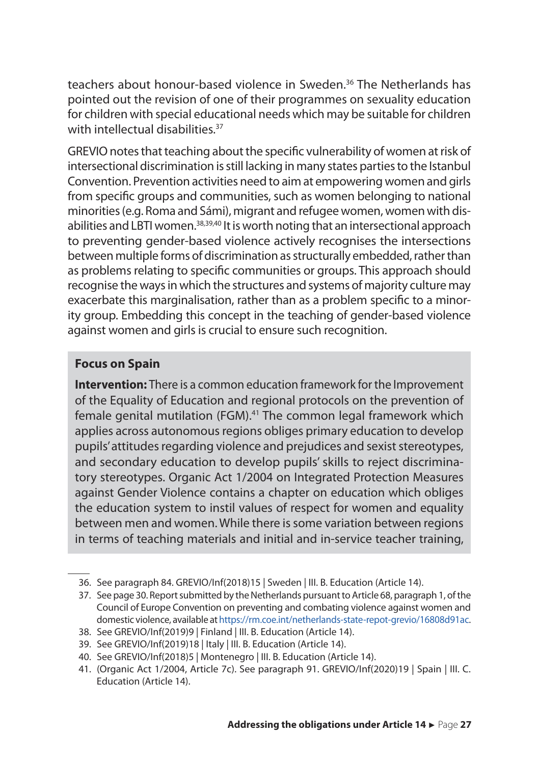teachers about honour-based violence in Sweden.[36] The Netherlands has pointed out the revision of one of their programmes on sexuality education for children with special educational needs which may be suitable for children with intellectual disabilities.[37]

GREVIO notes that teaching about the specific vulnerability of women at risk of intersectional discrimination is still lacking in many states parties to the Istanbul Convention. Prevention activities need to aim at empowering women and girls from specific groups and communities, such as women belonging to national minorities (e.g. Roma and Sámi), migrant and refugee women, women with disabilities and LBTI women.[38,39,40] It is worth noting that an intersectional approach to preventing gender-based violence actively recognises the intersections between multiple forms of discrimination as structurally embedded, rather than as problems relating to specific communities or groups. This approach should recognise the ways in which the structures and systems of majority culture may exacerbate this marginalisation, rather than as a problem specific to a minority group. Embedding this concept in the teaching of gender-based violence against women and girls is crucial to ensure such recognition.

**Focus on Spain**

**Intervention:** There is a common education framework for the Improvement of the Equality of Education and regional protocols on the prevention of female genital mutilation (FGM).[41] The common legal framework which applies across autonomous regions obliges primary education to develop pupils' attitudes regarding violence and prejudices and sexist stereotypes, and secondary education to develop pupils' skills to reject discriminatory stereotypes. Organic Act 1/2004 on Integrated Protection Measures against Gender Violence contains a chapter on education which obliges the education system to instil values of respect for women and equality between men and women. While there is some variation between regions in terms of teaching materials and initial and in-service teacher training,

36. See paragraph 84. GREVIO/Inf(2018)15 | Sweden | III. B. Education (Article 14).
37. See page 30. Report submitted by the Netherlands pursuant to Article 68, paragraph 1, of the Council of Europe Convention on preventing and combating violence against women and domestic violence, available at https://rm.coe.int/netherlands-state-repot-grevio/16808d91ac.
38. See GREVIO/Inf(2019)9 | Finland | III. B. Education (Article 14).
39. See GREVIO/Inf(2019)18 | Italy | III. B. Education (Article 14).
40. See GREVIO/Inf(2018)5 | Montenegro | III. B. Education (Article 14).
41. (Organic Act 1/2004, Article 7c). See paragraph 91. GREVIO/Inf(2020)19 | Spain | III. C. Education (Article 14).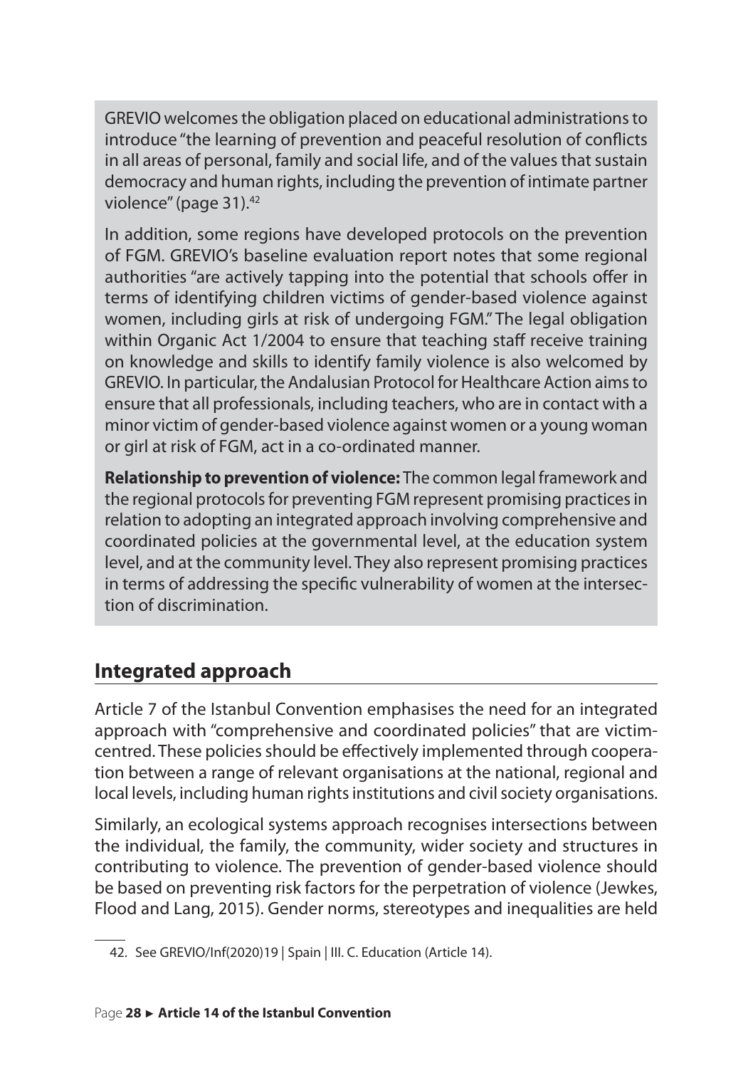GREVIO welcomes the obligation placed on educational administrations to introduce "the learning of prevention and peaceful resolution of conflicts in all areas of personal, family and social life, and of the values that sustain democracy and human rights, including the prevention of intimate partner violence" (page 31).[42]

In addition, some regions have developed protocols on the prevention of FGM. GREVIO's baseline evaluation report notes that some regional authorities "are actively tapping into the potential that schools offer in terms of identifying children victims of gender-based violence against women, including girls at risk of undergoing FGM." The legal obligation within Organic Act 1/2004 to ensure that teaching staff receive training on knowledge and skills to identify family violence is also welcomed by GREVIO. In particular, the Andalusian Protocol for Healthcare Action aims to ensure that all professionals, including teachers, who are in contact with a minor victim of gender-based violence against women or a young woman or girl at risk of FGM, act in a co-ordinated manner.

**Relationship to prevention of violence:** The common legal framework and the regional protocols for preventing FGM represent promising practices in relation to adopting an integrated approach involving comprehensive and coordinated policies at the governmental level, at the education system level, and at the community level. They also represent promising practices in terms of addressing the specific vulnerability of women at the intersection of discrimination.

## Integrated approach

Article 7 of the Istanbul Convention emphasises the need for an integrated approach with "comprehensive and coordinated policies" that are victim-centred. These policies should be effectively implemented through cooperation between a range of relevant organisations at the national, regional and local levels, including human rights institutions and civil society organisations.

Similarly, an ecological systems approach recognises intersections between the individual, the family, the community, wider society and structures in contributing to violence. The prevention of gender-based violence should be based on preventing risk factors for the perpetration of violence (Jewkes, Flood and Lang, 2015). Gender norms, stereotypes and inequalities are held

42. See GREVIO/Inf(2020)19 | Spain | III. C. Education (Article 14).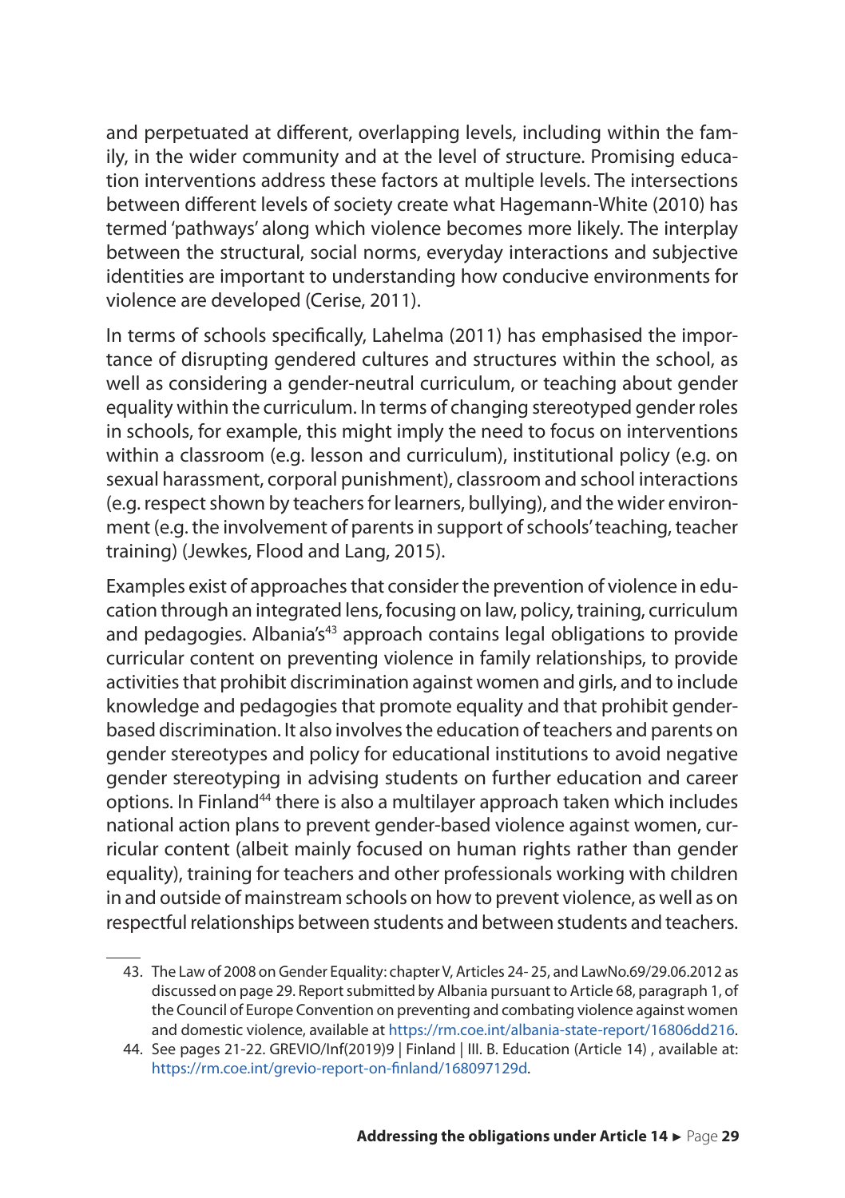and perpetuated at different, overlapping levels, including within the family, in the wider community and at the level of structure. Promising education interventions address these factors at multiple levels. The intersections between different levels of society create what Hagemann-White (2010) has termed 'pathways' along which violence becomes more likely. The interplay between the structural, social norms, everyday interactions and subjective identities are important to understanding how conducive environments for violence are developed (Cerise, 2011).

In terms of schools specifically, Lahelma (2011) has emphasised the importance of disrupting gendered cultures and structures within the school, as well as considering a gender-neutral curriculum, or teaching about gender equality within the curriculum. In terms of changing stereotyped gender roles in schools, for example, this might imply the need to focus on interventions within a classroom (e.g. lesson and curriculum), institutional policy (e.g. on sexual harassment, corporal punishment), classroom and school interactions (e.g. respect shown by teachers for learners, bullying), and the wider environment (e.g. the involvement of parents in support of schools' teaching, teacher training) (Jewkes, Flood and Lang, 2015).

Examples exist of approaches that consider the prevention of violence in education through an integrated lens, focusing on law, policy, training, curriculum and pedagogies. Albania's[43] approach contains legal obligations to provide curricular content on preventing violence in family relationships, to provide activities that prohibit discrimination against women and girls, and to include knowledge and pedagogies that promote equality and that prohibit gender-based discrimination. It also involves the education of teachers and parents on gender stereotypes and policy for educational institutions to avoid negative gender stereotyping in advising students on further education and career options. In Finland[44] there is also a multilayer approach taken which includes national action plans to prevent gender-based violence against women, curricular content (albeit mainly focused on human rights rather than gender equality), training for teachers and other professionals working with children in and outside of mainstream schools on how to prevent violence, as well as on respectful relationships between students and between students and teachers.

---

43. The Law of 2008 on Gender Equality: chapter V, Articles 24- 25, and LawNo.69/29.06.2012 as discussed on page 29. Report submitted by Albania pursuant to Article 68, paragraph 1, of the Council of Europe Convention on preventing and combating violence against women and domestic violence, available at https://rm.coe.int/albania-state-report/16806dd216.

44. See pages 21-22. GREVIO/Inf(2019)9 | Finland | III. B. Education (Article 14) , available at: https://rm.coe.int/grevio-report-on-finland/168097129d.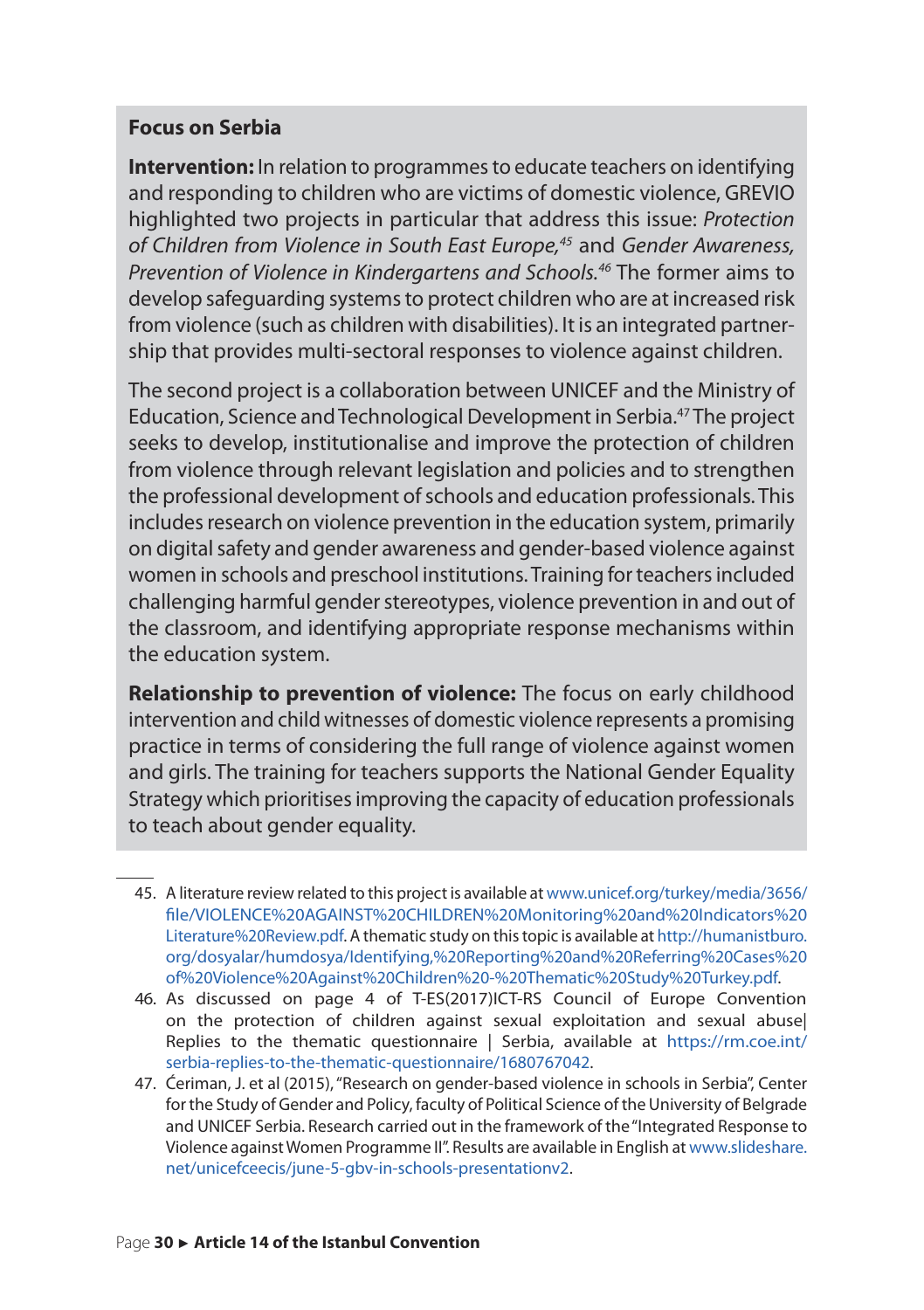**Focus on Serbia**

**Intervention:** In relation to programmes to educate teachers on identifying and responding to children who are victims of domestic violence, GREVIO highlighted two projects in particular that address this issue: *Protection of Children from Violence in South East Europe,*[45] and *Gender Awareness, Prevention of Violence in Kindergartens and Schools.*[46] The former aims to develop safeguarding systems to protect children who are at increased risk from violence (such as children with disabilities). It is an integrated partnership that provides multi-sectoral responses to violence against children.

The second project is a collaboration between UNICEF and the Ministry of Education, Science and Technological Development in Serbia.[47] The project seeks to develop, institutionalise and improve the protection of children from violence through relevant legislation and policies and to strengthen the professional development of schools and education professionals. This includes research on violence prevention in the education system, primarily on digital safety and gender awareness and gender-based violence against women in schools and preschool institutions. Training for teachers included challenging harmful gender stereotypes, violence prevention in and out of the classroom, and identifying appropriate response mechanisms within the education system.

**Relationship to prevention of violence:** The focus on early childhood intervention and child witnesses of domestic violence represents a promising practice in terms of considering the full range of violence against women and girls. The training for teachers supports the National Gender Equality Strategy which prioritises improving the capacity of education professionals to teach about gender equality.

---

45. A literature review related to this project is available at www.unicef.org/turkey/media/3656/file/VIOLENCE%20AGAINST%20CHILDREN%20Monitoring%20and%20Indicators%20Literature%20Review.pdf. A thematic study on this topic is available at http://humanistburo.org/dosyalar/humdosya/Identifying,%20Reporting%20and%20Referring%20Cases%20of%20Violence%20Against%20Children%20-%20Thematic%20Study%20Turkey.pdf.
46. As discussed on page 4 of T-ES(2017)ICT-RS Council of Europe Convention on the protection of children against sexual exploitation and sexual abuse| Replies to the thematic questionnaire | Serbia, available at https://rm.coe.int/serbia-replies-to-the-thematic-questionnaire/1680767042.
47. Ćeriman, J. et al (2015), "Research on gender-based violence in schools in Serbia", Center for the Study of Gender and Policy, faculty of Political Science of the University of Belgrade and UNICEF Serbia. Research carried out in the framework of the "Integrated Response to Violence against Women Programme II". Results are available in English at www.slideshare.net/unicefceecis/june-5-gbv-in-schools-presentationv2.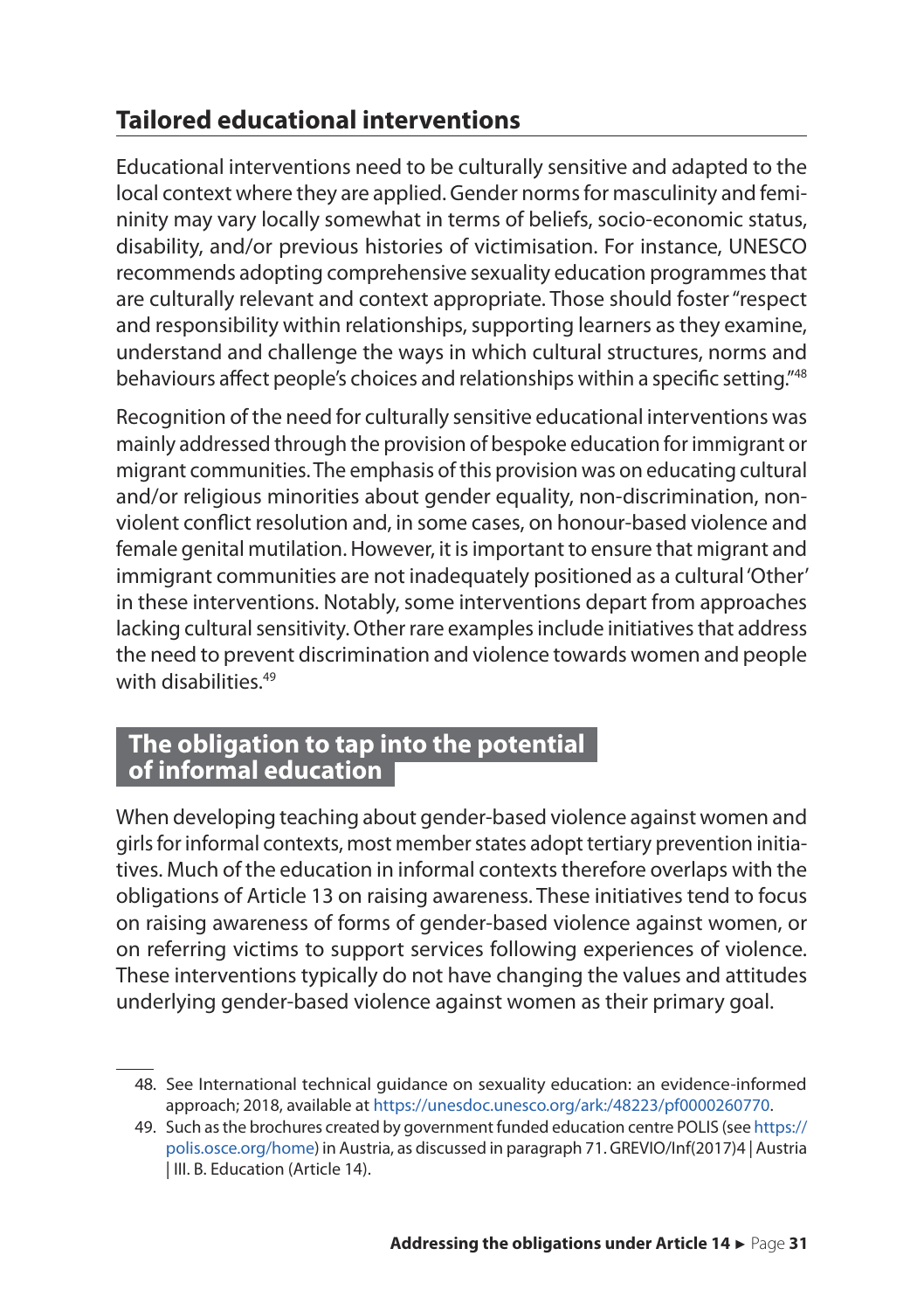## Tailored educational interventions

Educational interventions need to be culturally sensitive and adapted to the local context where they are applied. Gender norms for masculinity and femininity may vary locally somewhat in terms of beliefs, socio-economic status, disability, and/or previous histories of victimisation. For instance, UNESCO recommends adopting comprehensive sexuality education programmes that are culturally relevant and context appropriate. Those should foster "respect and responsibility within relationships, supporting learners as they examine, understand and challenge the ways in which cultural structures, norms and behaviours affect people's choices and relationships within a specific setting."[48]

Recognition of the need for culturally sensitive educational interventions was mainly addressed through the provision of bespoke education for immigrant or migrant communities. The emphasis of this provision was on educating cultural and/or religious minorities about gender equality, non-discrimination, non-violent conflict resolution and, in some cases, on honour-based violence and female genital mutilation. However, it is important to ensure that migrant and immigrant communities are not inadequately positioned as a cultural 'Other' in these interventions. Notably, some interventions depart from approaches lacking cultural sensitivity. Other rare examples include initiatives that address the need to prevent discrimination and violence towards women and people with disabilities.[49]

## The obligation to tap into the potential of informal education

When developing teaching about gender-based violence against women and girls for informal contexts, most member states adopt tertiary prevention initiatives. Much of the education in informal contexts therefore overlaps with the obligations of Article 13 on raising awareness. These initiatives tend to focus on raising awareness of forms of gender-based violence against women, or on referring victims to support services following experiences of violence. These interventions typically do not have changing the values and attitudes underlying gender-based violence against women as their primary goal.

---

48. See International technical guidance on sexuality education: an evidence-informed approach; 2018, available at https://unesdoc.unesco.org/ark:/48223/pf0000260770.
49. Such as the brochures created by government funded education centre POLIS (see https://polis.osce.org/home) in Austria, as discussed in paragraph 71. GREVIO/Inf(2017)4 | Austria | III. B. Education (Article 14).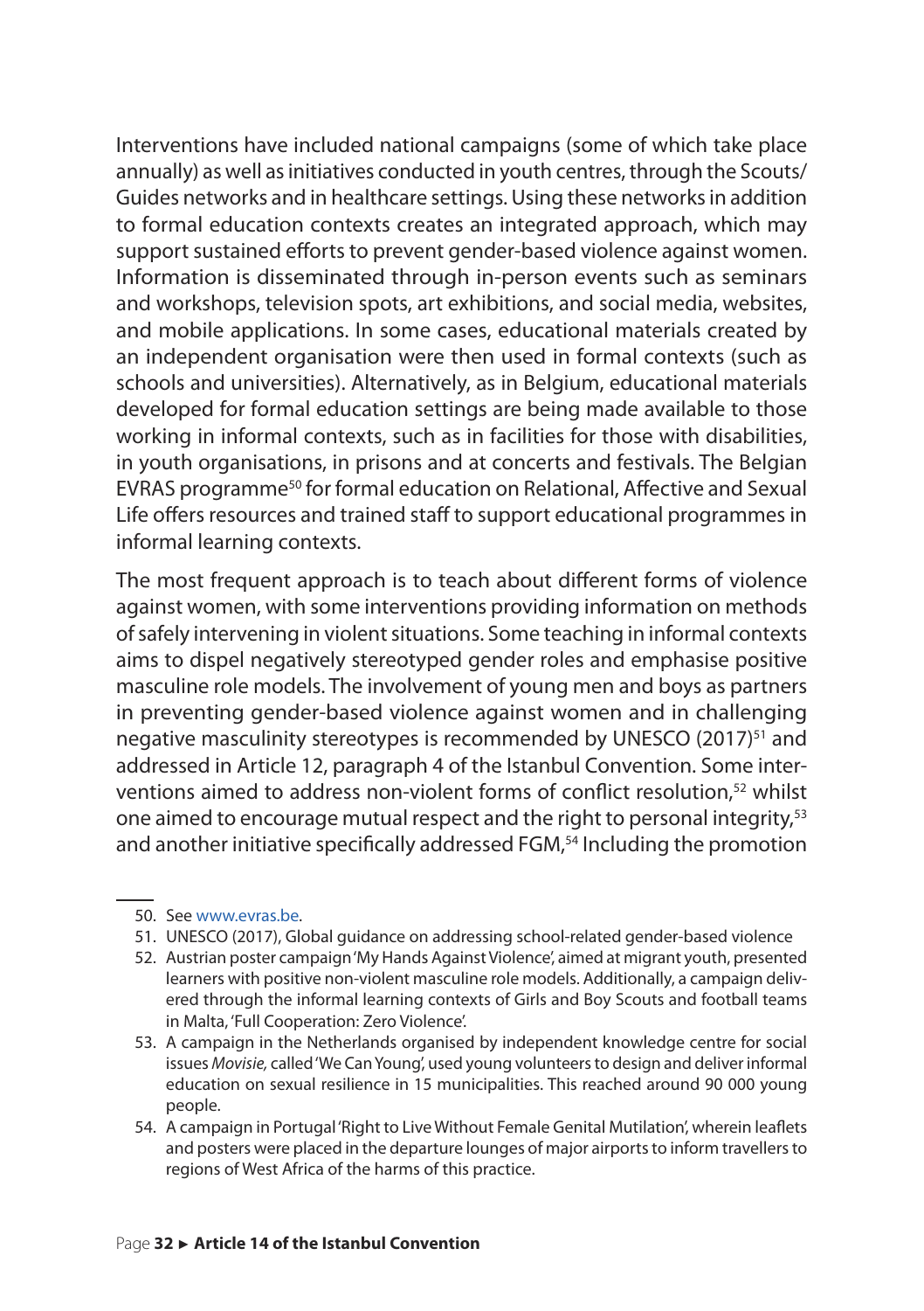Interventions have included national campaigns (some of which take place annually) as well as initiatives conducted in youth centres, through the Scouts/ Guides networks and in healthcare settings. Using these networks in addition to formal education contexts creates an integrated approach, which may support sustained efforts to prevent gender-based violence against women. Information is disseminated through in-person events such as seminars and workshops, television spots, art exhibitions, and social media, websites, and mobile applications. In some cases, educational materials created by an independent organisation were then used in formal contexts (such as schools and universities). Alternatively, as in Belgium, educational materials developed for formal education settings are being made available to those working in informal contexts, such as in facilities for those with disabilities, in youth organisations, in prisons and at concerts and festivals. The Belgian EVRAS programme[50] for formal education on Relational, Affective and Sexual Life offers resources and trained staff to support educational programmes in informal learning contexts.

The most frequent approach is to teach about different forms of violence against women, with some interventions providing information on methods of safely intervening in violent situations. Some teaching in informal contexts aims to dispel negatively stereotyped gender roles and emphasise positive masculine role models. The involvement of young men and boys as partners in preventing gender-based violence against women and in challenging negative masculinity stereotypes is recommended by UNESCO (2017)[51] and addressed in Article 12, paragraph 4 of the Istanbul Convention. Some interventions aimed to address non-violent forms of conflict resolution,[52] whilst one aimed to encourage mutual respect and the right to personal integrity,[53] and another initiative specifically addressed FGM,[54] Including the promotion

50. See www.evras.be.
51. UNESCO (2017), Global guidance on addressing school-related gender-based violence
52. Austrian poster campaign 'My Hands Against Violence', aimed at migrant youth, presented learners with positive non-violent masculine role models. Additionally, a campaign delivered through the informal learning contexts of Girls and Boy Scouts and football teams in Malta, 'Full Cooperation: Zero Violence'.
53. A campaign in the Netherlands organised by independent knowledge centre for social issues *Movisie,* called 'We Can Young', used young volunteers to design and deliver informal education on sexual resilience in 15 municipalities. This reached around 90 000 young people.
54. A campaign in Portugal 'Right to Live Without Female Genital Mutilation', wherein leaflets and posters were placed in the departure lounges of major airports to inform travellers to regions of West Africa of the harms of this practice.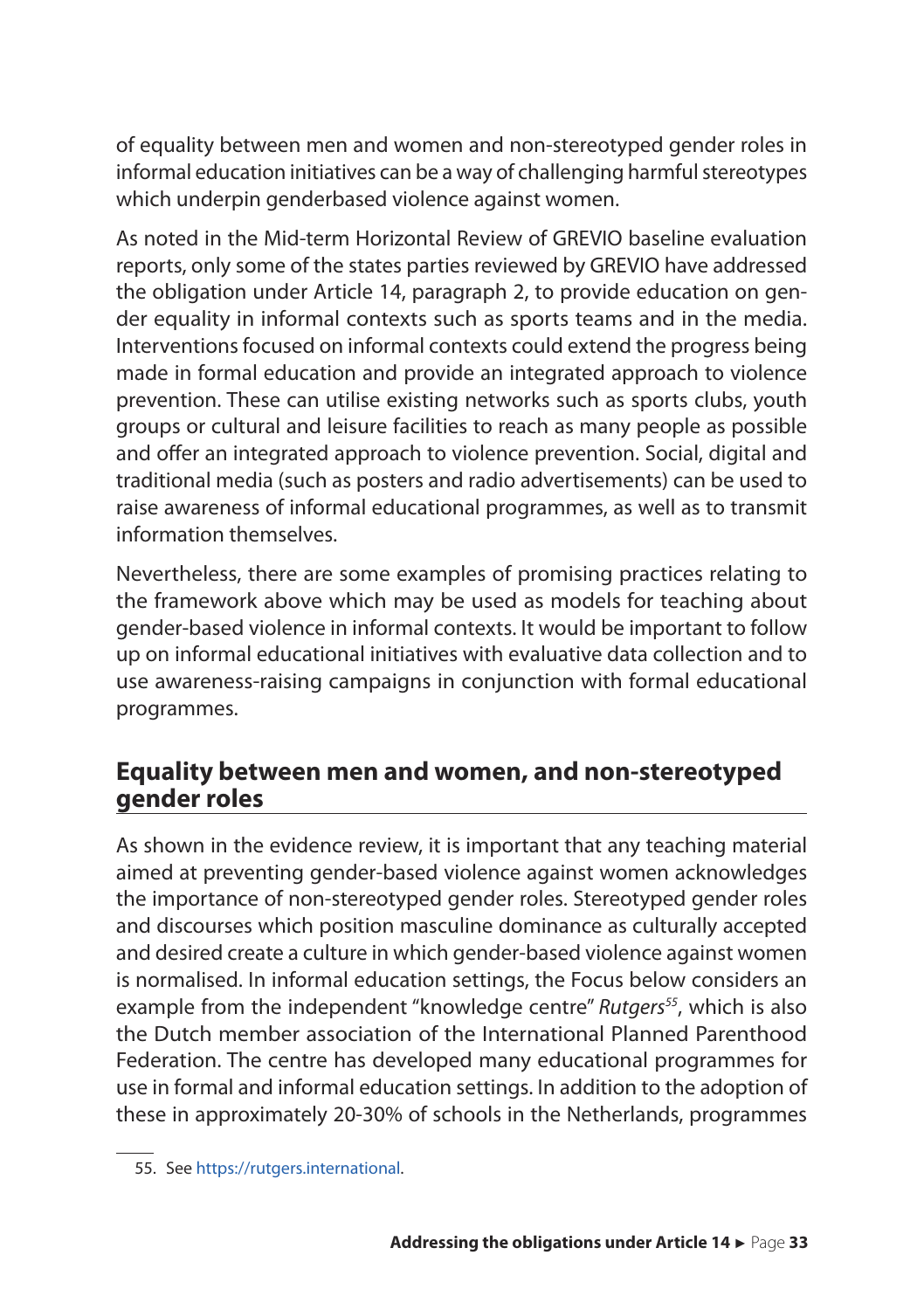of equality between men and women and non-stereotyped gender roles in informal education initiatives can be a way of challenging harmful stereotypes which underpin genderbased violence against women.

As noted in the Mid-term Horizontal Review of GREVIO baseline evaluation reports, only some of the states parties reviewed by GREVIO have addressed the obligation under Article 14, paragraph 2, to provide education on gender equality in informal contexts such as sports teams and in the media. Interventions focused on informal contexts could extend the progress being made in formal education and provide an integrated approach to violence prevention. These can utilise existing networks such as sports clubs, youth groups or cultural and leisure facilities to reach as many people as possible and offer an integrated approach to violence prevention. Social, digital and traditional media (such as posters and radio advertisements) can be used to raise awareness of informal educational programmes, as well as to transmit information themselves.

Nevertheless, there are some examples of promising practices relating to the framework above which may be used as models for teaching about gender-based violence in informal contexts. It would be important to follow up on informal educational initiatives with evaluative data collection and to use awareness-raising campaigns in conjunction with formal educational programmes.

## Equality between men and women, and non-stereotyped gender roles

As shown in the evidence review, it is important that any teaching material aimed at preventing gender-based violence against women acknowledges the importance of non-stereotyped gender roles. Stereotyped gender roles and discourses which position masculine dominance as culturally accepted and desired create a culture in which gender-based violence against women is normalised. In informal education settings, the Focus below considers an example from the independent "knowledge centre" *Rutgers*[55], which is also the Dutch member association of the International Planned Parenthood Federation. The centre has developed many educational programmes for use in formal and informal education settings. In addition to the adoption of these in approximately 20-30% of schools in the Netherlands, programmes

55. See https://rutgers.international.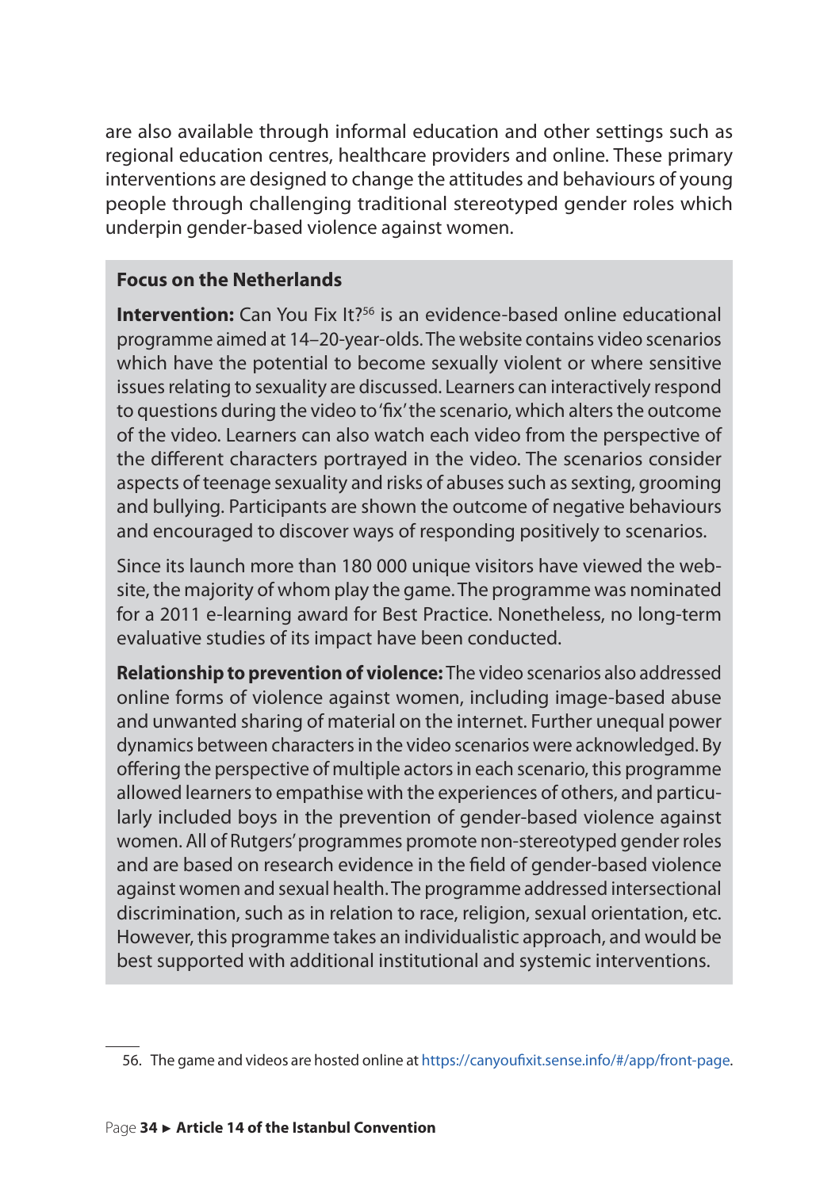are also available through informal education and other settings such as regional education centres, healthcare providers and online. These primary interventions are designed to change the attitudes and behaviours of young people through challenging traditional stereotyped gender roles which underpin gender-based violence against women.

### Focus on the Netherlands

**Intervention:** Can You Fix It?[56] is an evidence-based online educational programme aimed at 14–20-year-olds. The website contains video scenarios which have the potential to become sexually violent or where sensitive issues relating to sexuality are discussed. Learners can interactively respond to questions during the video to 'fix' the scenario, which alters the outcome of the video. Learners can also watch each video from the perspective of the different characters portrayed in the video. The scenarios consider aspects of teenage sexuality and risks of abuses such as sexting, grooming and bullying. Participants are shown the outcome of negative behaviours and encouraged to discover ways of responding positively to scenarios.

Since its launch more than 180 000 unique visitors have viewed the website, the majority of whom play the game. The programme was nominated for a 2011 e-learning award for Best Practice. Nonetheless, no long-term evaluative studies of its impact have been conducted.

**Relationship to prevention of violence:** The video scenarios also addressed online forms of violence against women, including image-based abuse and unwanted sharing of material on the internet. Further unequal power dynamics between characters in the video scenarios were acknowledged. By offering the perspective of multiple actors in each scenario, this programme allowed learners to empathise with the experiences of others, and particularly included boys in the prevention of gender-based violence against women. All of Rutgers' programmes promote non-stereotyped gender roles and are based on research evidence in the field of gender-based violence against women and sexual health. The programme addressed intersectional discrimination, such as in relation to race, religion, sexual orientation, etc. However, this programme takes an individualistic approach, and would be best supported with additional institutional and systemic interventions.

---

56. The game and videos are hosted online at https://canyoufixit.sense.info/#/app/front-page.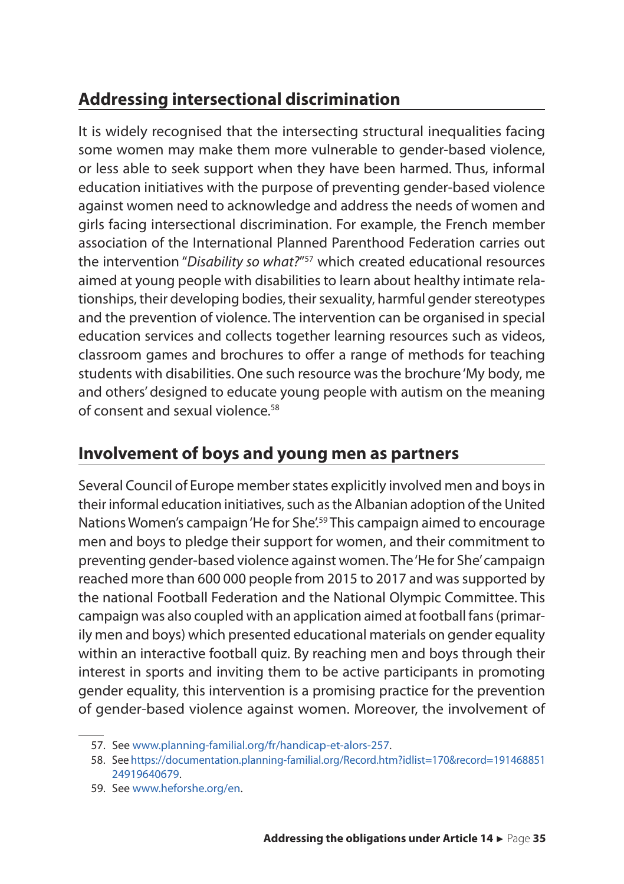## Addressing intersectional discrimination

It is widely recognised that the intersecting structural inequalities facing some women may make them more vulnerable to gender-based violence, or less able to seek support when they have been harmed. Thus, informal education initiatives with the purpose of preventing gender-based violence against women need to acknowledge and address the needs of women and girls facing intersectional discrimination. For example, the French member association of the International Planned Parenthood Federation carries out the intervention "*Disability so what?*"[57] which created educational resources aimed at young people with disabilities to learn about healthy intimate relationships, their developing bodies, their sexuality, harmful gender stereotypes and the prevention of violence. The intervention can be organised in special education services and collects together learning resources such as videos, classroom games and brochures to offer a range of methods for teaching students with disabilities. One such resource was the brochure 'My body, me and others' designed to educate young people with autism on the meaning of consent and sexual violence.[58]

## Involvement of boys and young men as partners

Several Council of Europe member states explicitly involved men and boys in their informal education initiatives, such as the Albanian adoption of the United Nations Women's campaign 'He for She'.[59] This campaign aimed to encourage men and boys to pledge their support for women, and their commitment to preventing gender-based violence against women. The 'He for She' campaign reached more than 600 000 people from 2015 to 2017 and was supported by the national Football Federation and the National Olympic Committee. This campaign was also coupled with an application aimed at football fans (primarily men and boys) which presented educational materials on gender equality within an interactive football quiz. By reaching men and boys through their interest in sports and inviting them to be active participants in promoting gender equality, this intervention is a promising practice for the prevention of gender-based violence against women. Moreover, the involvement of

57. See www.planning-familial.org/fr/handicap-et-alors-257.

58. See https://documentation.planning-familial.org/Record.htm?idlist=170&record=19146885124919640679.

59. See www.heforshe.org/en.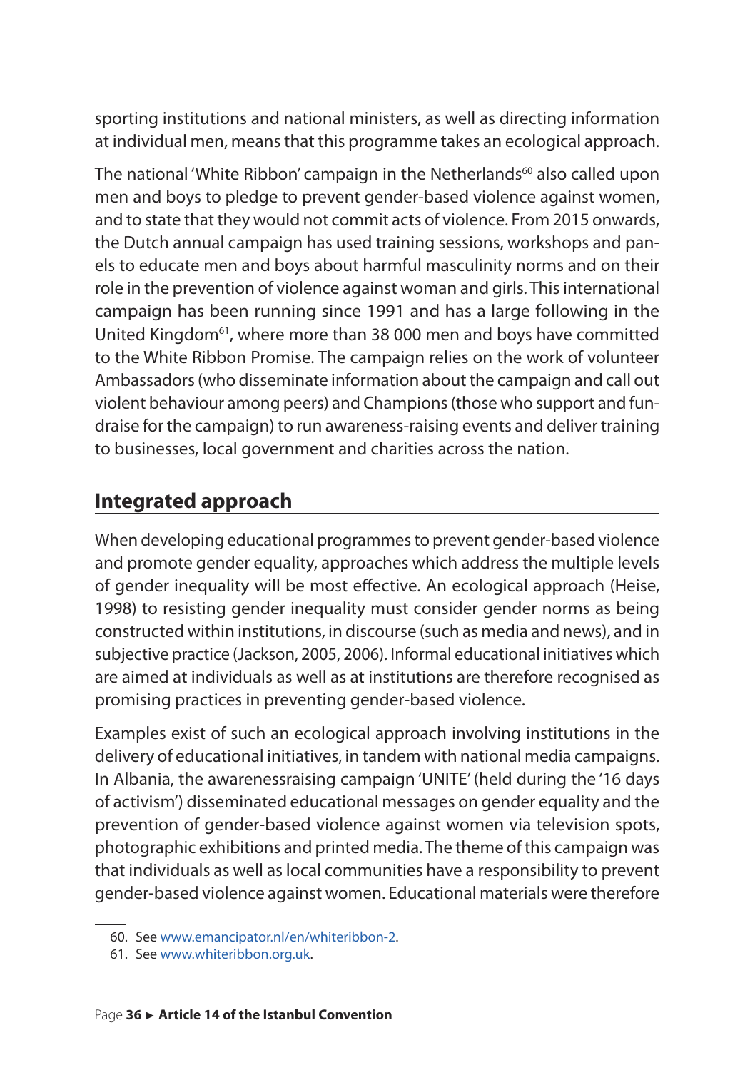sporting institutions and national ministers, as well as directing information at individual men, means that this programme takes an ecological approach.

The national 'White Ribbon' campaign in the Netherlands[60] also called upon men and boys to pledge to prevent gender-based violence against women, and to state that they would not commit acts of violence. From 2015 onwards, the Dutch annual campaign has used training sessions, workshops and panels to educate men and boys about harmful masculinity norms and on their role in the prevention of violence against woman and girls. This international campaign has been running since 1991 and has a large following in the United Kingdom[61], where more than 38 000 men and boys have committed to the White Ribbon Promise. The campaign relies on the work of volunteer Ambassadors (who disseminate information about the campaign and call out violent behaviour among peers) and Champions (those who support and fundraise for the campaign) to run awareness-raising events and deliver training to businesses, local government and charities across the nation.

## Integrated approach

When developing educational programmes to prevent gender-based violence and promote gender equality, approaches which address the multiple levels of gender inequality will be most effective. An ecological approach (Heise, 1998) to resisting gender inequality must consider gender norms as being constructed within institutions, in discourse (such as media and news), and in subjective practice (Jackson, 2005, 2006). Informal educational initiatives which are aimed at individuals as well as at institutions are therefore recognised as promising practices in preventing gender-based violence.

Examples exist of such an ecological approach involving institutions in the delivery of educational initiatives, in tandem with national media campaigns. In Albania, the awarenessraising campaign 'UNITE' (held during the '16 days of activism') disseminated educational messages on gender equality and the prevention of gender-based violence against women via television spots, photographic exhibitions and printed media. The theme of this campaign was that individuals as well as local communities have a responsibility to prevent gender-based violence against women. Educational materials were therefore

60. See www.emancipator.nl/en/whiteribbon-2.

61. See www.whiteribbon.org.uk.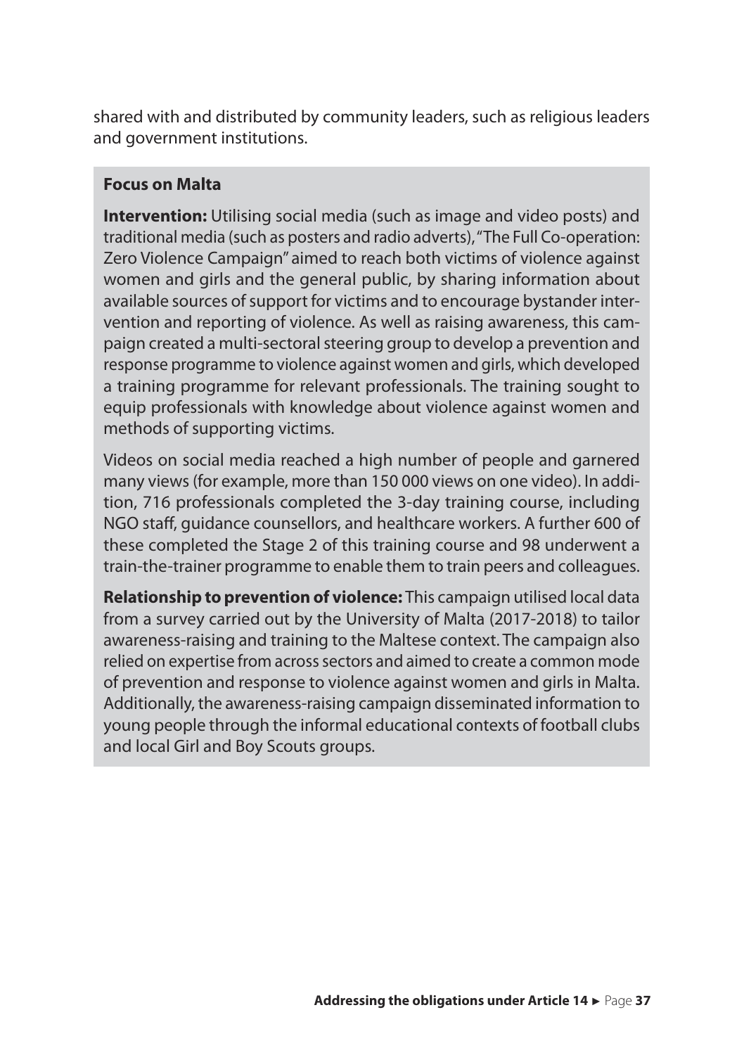shared with and distributed by community leaders, such as religious leaders and government institutions.

**Focus on Malta**

**Intervention:** Utilising social media (such as image and video posts) and traditional media (such as posters and radio adverts), "The Full Co-operation: Zero Violence Campaign" aimed to reach both victims of violence against women and girls and the general public, by sharing information about available sources of support for victims and to encourage bystander intervention and reporting of violence. As well as raising awareness, this campaign created a multi-sectoral steering group to develop a prevention and response programme to violence against women and girls, which developed a training programme for relevant professionals. The training sought to equip professionals with knowledge about violence against women and methods of supporting victims.

Videos on social media reached a high number of people and garnered many views (for example, more than 150 000 views on one video). In addition, 716 professionals completed the 3-day training course, including NGO staff, guidance counsellors, and healthcare workers. A further 600 of these completed the Stage 2 of this training course and 98 underwent a train-the-trainer programme to enable them to train peers and colleagues.

**Relationship to prevention of violence:** This campaign utilised local data from a survey carried out by the University of Malta (2017-2018) to tailor awareness-raising and training to the Maltese context. The campaign also relied on expertise from across sectors and aimed to create a common mode of prevention and response to violence against women and girls in Malta. Additionally, the awareness-raising campaign disseminated information to young people through the informal educational contexts of football clubs and local Girl and Boy Scouts groups.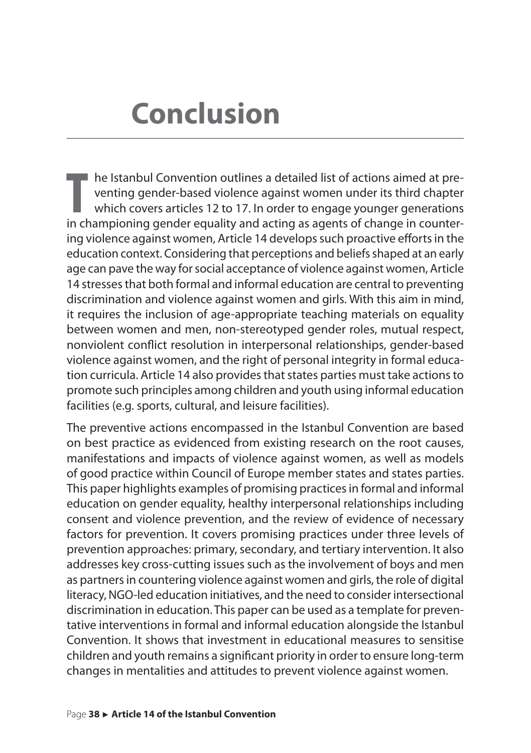# Conclusion

The Istanbul Convention outlines a detailed list of actions aimed at preventing gender-based violence against women under its third chapter which covers articles 12 to 17. In order to engage younger generations in championing gender equality and acting as agents of change in countering violence against women, Article 14 develops such proactive efforts in the education context. Considering that perceptions and beliefs shaped at an early age can pave the way for social acceptance of violence against women, Article 14 stresses that both formal and informal education are central to preventing discrimination and violence against women and girls. With this aim in mind, it requires the inclusion of age-appropriate teaching materials on equality between women and men, non-stereotyped gender roles, mutual respect, nonviolent conflict resolution in interpersonal relationships, gender-based violence against women, and the right of personal integrity in formal education curricula. Article 14 also provides that states parties must take actions to promote such principles among children and youth using informal education facilities (e.g. sports, cultural, and leisure facilities).

The preventive actions encompassed in the Istanbul Convention are based on best practice as evidenced from existing research on the root causes, manifestations and impacts of violence against women, as well as models of good practice within Council of Europe member states and states parties. This paper highlights examples of promising practices in formal and informal education on gender equality, healthy interpersonal relationships including consent and violence prevention, and the review of evidence of necessary factors for prevention. It covers promising practices under three levels of prevention approaches: primary, secondary, and tertiary intervention. It also addresses key cross-cutting issues such as the involvement of boys and men as partners in countering violence against women and girls, the role of digital literacy, NGO-led education initiatives, and the need to consider intersectional discrimination in education. This paper can be used as a template for preventative interventions in formal and informal education alongside the Istanbul Convention. It shows that investment in educational measures to sensitise children and youth remains a significant priority in order to ensure long-term changes in mentalities and attitudes to prevent violence against women.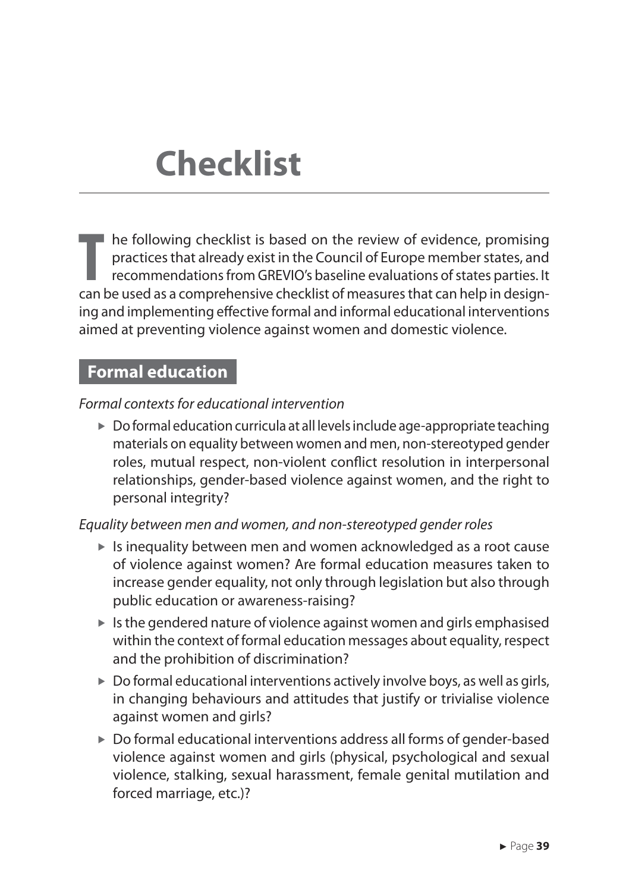# Checklist

The following checklist is based on the review of evidence, promising practices that already exist in the Council of Europe member states, and recommendations from GREVIO's baseline evaluations of states parties. It can be used as a comprehensive checklist of measures that can help in designing and implementing effective formal and informal educational interventions aimed at preventing violence against women and domestic violence.

## Formal education

*Formal contexts for educational intervention*

- Do formal education curricula at all levels include age-appropriate teaching materials on equality between women and men, non-stereotyped gender roles, mutual respect, non-violent conflict resolution in interpersonal relationships, gender-based violence against women, and the right to personal integrity?

*Equality between men and women, and non-stereotyped gender roles*

- Is inequality between men and women acknowledged as a root cause of violence against women? Are formal education measures taken to increase gender equality, not only through legislation but also through public education or awareness-raising?
- Is the gendered nature of violence against women and girls emphasised within the context of formal education messages about equality, respect and the prohibition of discrimination?
- Do formal educational interventions actively involve boys, as well as girls, in changing behaviours and attitudes that justify or trivialise violence against women and girls?
- Do formal educational interventions address all forms of gender-based violence against women and girls (physical, psychological and sexual violence, stalking, sexual harassment, female genital mutilation and forced marriage, etc.)?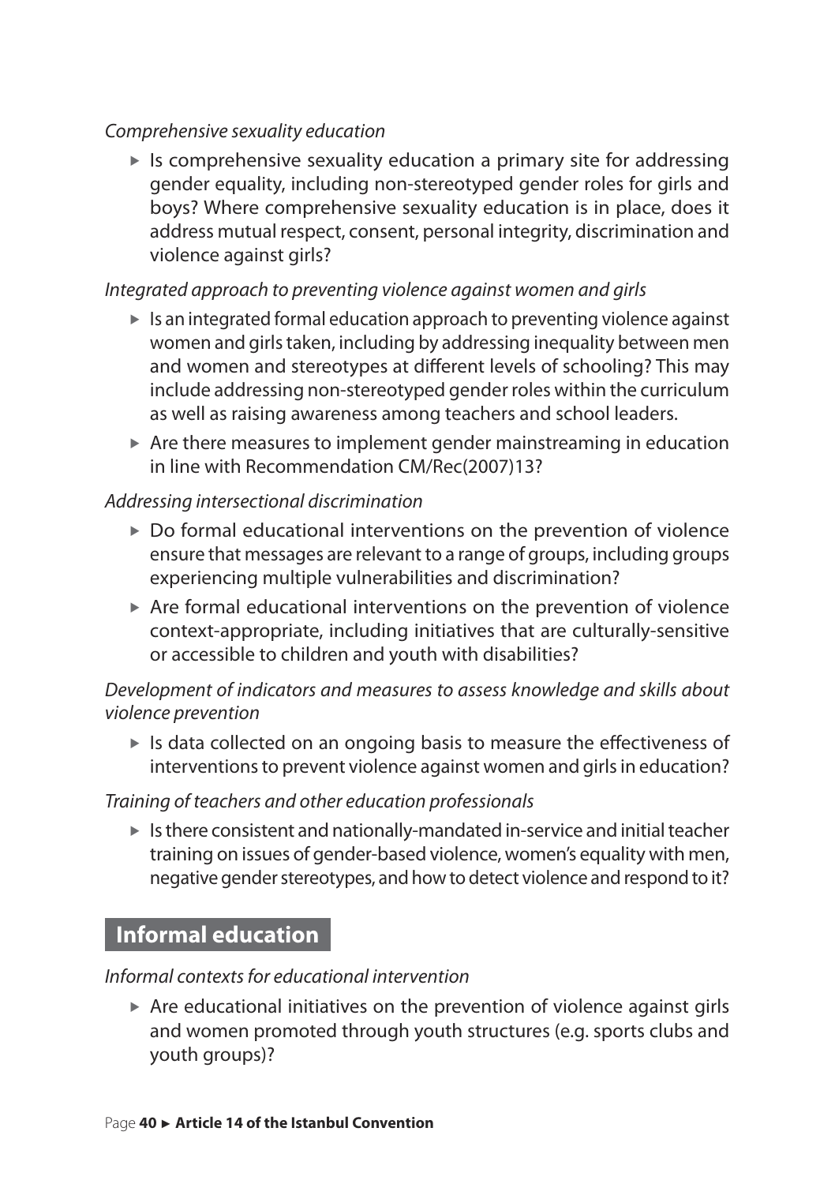*Comprehensive sexuality education*

- Is comprehensive sexuality education a primary site for addressing gender equality, including non-stereotyped gender roles for girls and boys? Where comprehensive sexuality education is in place, does it address mutual respect, consent, personal integrity, discrimination and violence against girls?

*Integrated approach to preventing violence against women and girls*

- Is an integrated formal education approach to preventing violence against women and girls taken, including by addressing inequality between men and women and stereotypes at different levels of schooling? This may include addressing non-stereotyped gender roles within the curriculum as well as raising awareness among teachers and school leaders.
- Are there measures to implement gender mainstreaming in education in line with Recommendation CM/Rec(2007)13?

*Addressing intersectional discrimination*

- Do formal educational interventions on the prevention of violence ensure that messages are relevant to a range of groups, including groups experiencing multiple vulnerabilities and discrimination?
- Are formal educational interventions on the prevention of violence context-appropriate, including initiatives that are culturally-sensitive or accessible to children and youth with disabilities?

*Development of indicators and measures to assess knowledge and skills about violence prevention*

- Is data collected on an ongoing basis to measure the effectiveness of interventions to prevent violence against women and girls in education?

*Training of teachers and other education professionals*

- Is there consistent and nationally-mandated in-service and initial teacher training on issues of gender-based violence, women's equality with men, negative gender stereotypes, and how to detect violence and respond to it?

## Informal education

*Informal contexts for educational intervention*

- Are educational initiatives on the prevention of violence against girls and women promoted through youth structures (e.g. sports clubs and youth groups)?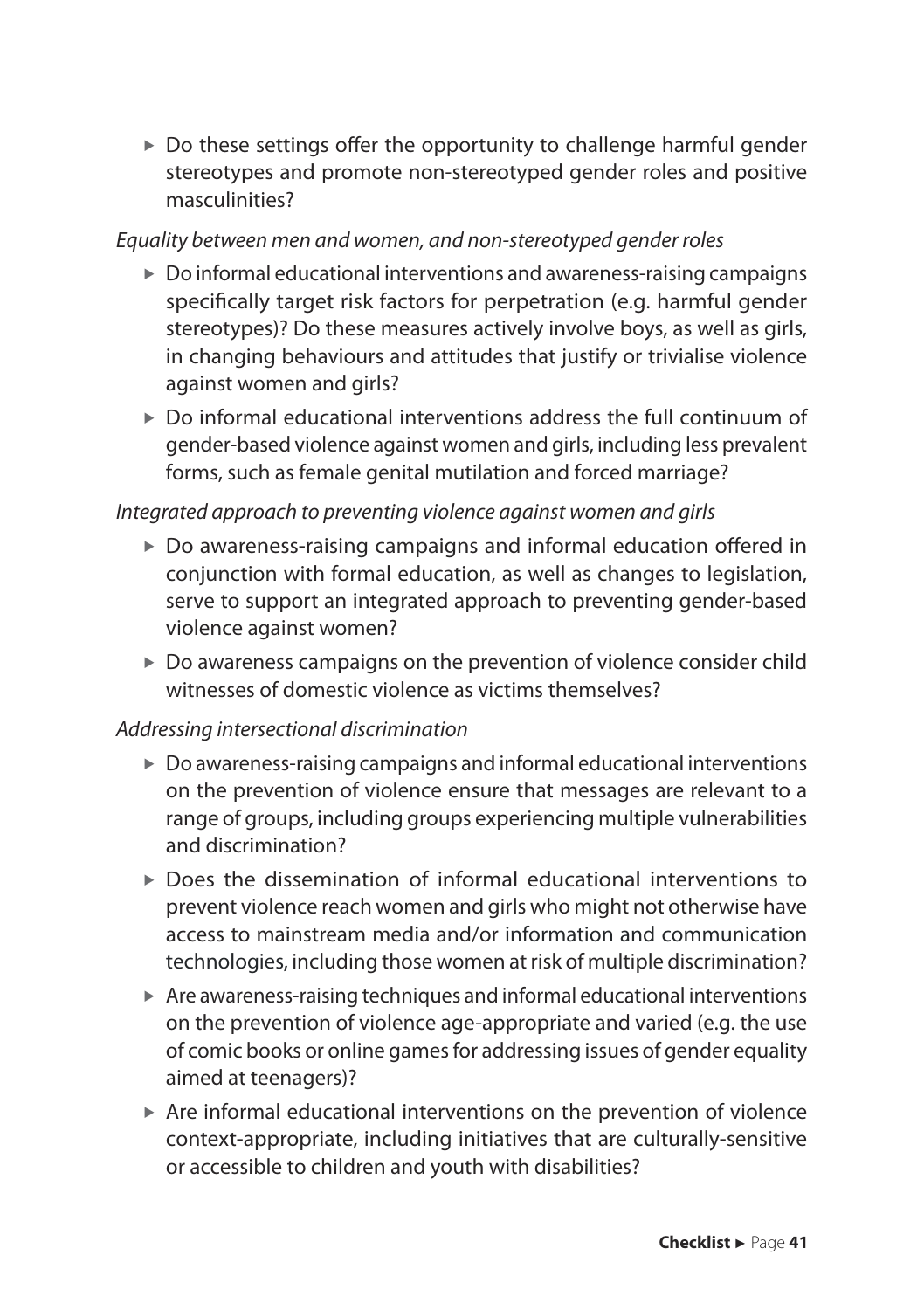- Do these settings offer the opportunity to challenge harmful gender stereotypes and promote non-stereotyped gender roles and positive masculinities?

*Equality between men and women, and non-stereotyped gender roles*

- Do informal educational interventions and awareness-raising campaigns specifically target risk factors for perpetration (e.g. harmful gender stereotypes)? Do these measures actively involve boys, as well as girls, in changing behaviours and attitudes that justify or trivialise violence against women and girls?
- Do informal educational interventions address the full continuum of gender-based violence against women and girls, including less prevalent forms, such as female genital mutilation and forced marriage?

*Integrated approach to preventing violence against women and girls*

- Do awareness-raising campaigns and informal education offered in conjunction with formal education, as well as changes to legislation, serve to support an integrated approach to preventing gender-based violence against women?
- Do awareness campaigns on the prevention of violence consider child witnesses of domestic violence as victims themselves?

*Addressing intersectional discrimination*

- Do awareness-raising campaigns and informal educational interventions on the prevention of violence ensure that messages are relevant to a range of groups, including groups experiencing multiple vulnerabilities and discrimination?
- Does the dissemination of informal educational interventions to prevent violence reach women and girls who might not otherwise have access to mainstream media and/or information and communication technologies, including those women at risk of multiple discrimination?
- Are awareness-raising techniques and informal educational interventions on the prevention of violence age-appropriate and varied (e.g. the use of comic books or online games for addressing issues of gender equality aimed at teenagers)?
- Are informal educational interventions on the prevention of violence context-appropriate, including initiatives that are culturally-sensitive or accessible to children and youth with disabilities?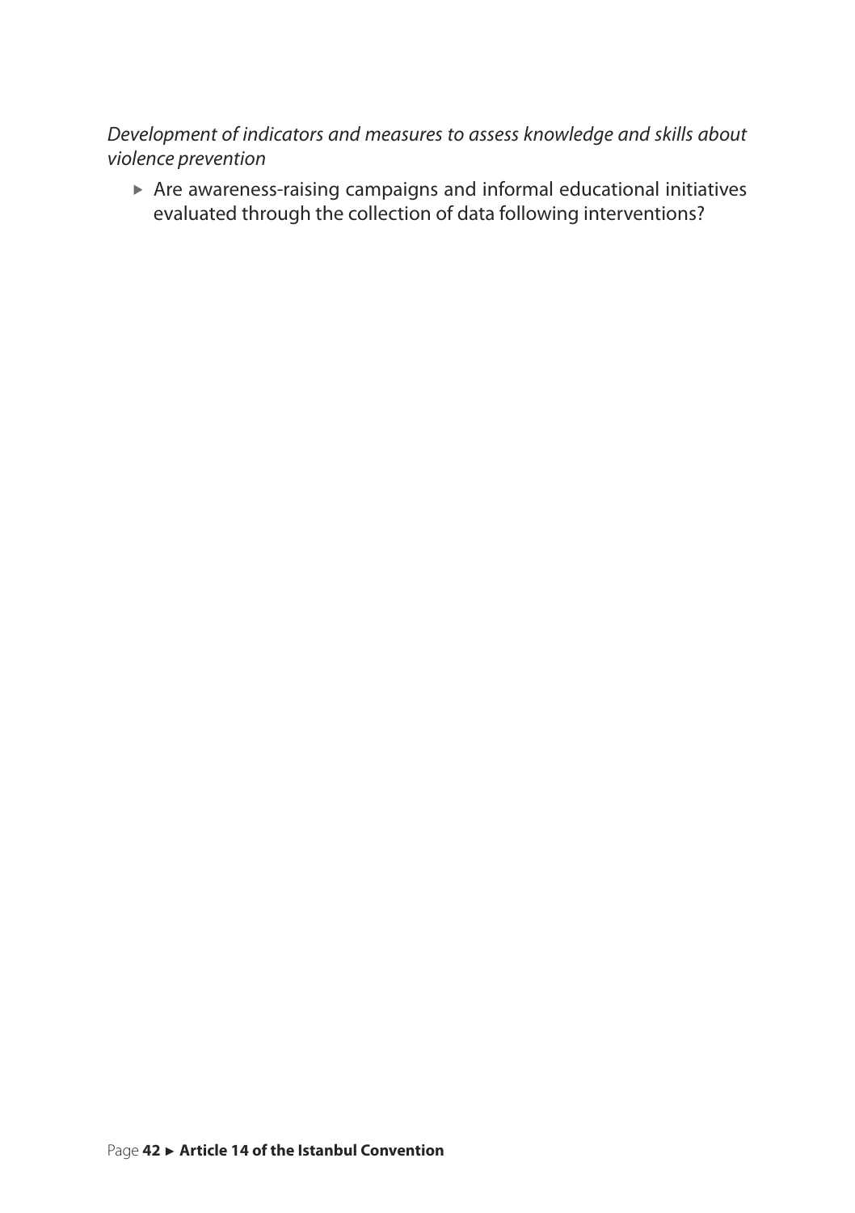*Development of indicators and measures to assess knowledge and skills about violence prevention*

- Are awareness-raising campaigns and informal educational initiatives evaluated through the collection of data following interventions?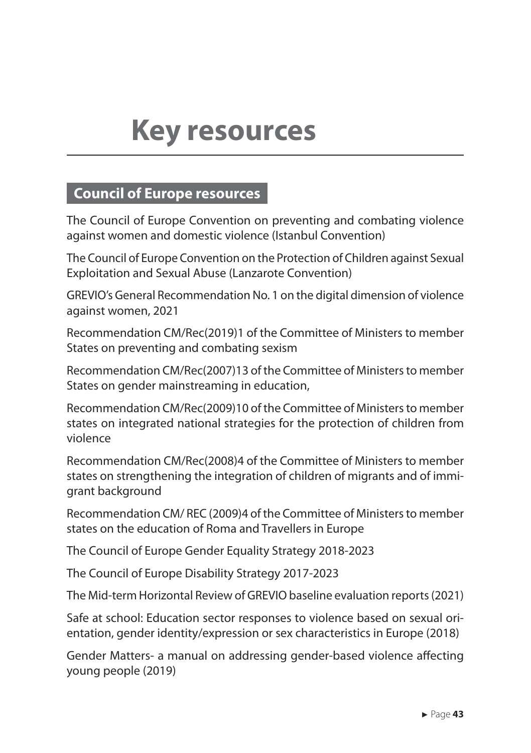# Key resources

## Council of Europe resources

The Council of Europe Convention on preventing and combating violence against women and domestic violence (Istanbul Convention)

The Council of Europe Convention on the Protection of Children against Sexual Exploitation and Sexual Abuse (Lanzarote Convention)

GREVIO's General Recommendation No. 1 on the digital dimension of violence against women, 2021

Recommendation CM/Rec(2019)1 of the Committee of Ministers to member States on preventing and combating sexism

Recommendation CM/Rec(2007)13 of the Committee of Ministers to member States on gender mainstreaming in education,

Recommendation CM/Rec(2009)10 of the Committee of Ministers to member states on integrated national strategies for the protection of children from violence

Recommendation CM/Rec(2008)4 of the Committee of Ministers to member states on strengthening the integration of children of migrants and of immigrant background

Recommendation CM/ REC (2009)4 of the Committee of Ministers to member states on the education of Roma and Travellers in Europe

The Council of Europe Gender Equality Strategy 2018-2023

The Council of Europe Disability Strategy 2017-2023

The Mid-term Horizontal Review of GREVIO baseline evaluation reports (2021)

Safe at school: Education sector responses to violence based on sexual orientation, gender identity/expression or sex characteristics in Europe (2018)

Gender Matters- a manual on addressing gender-based violence affecting young people (2019)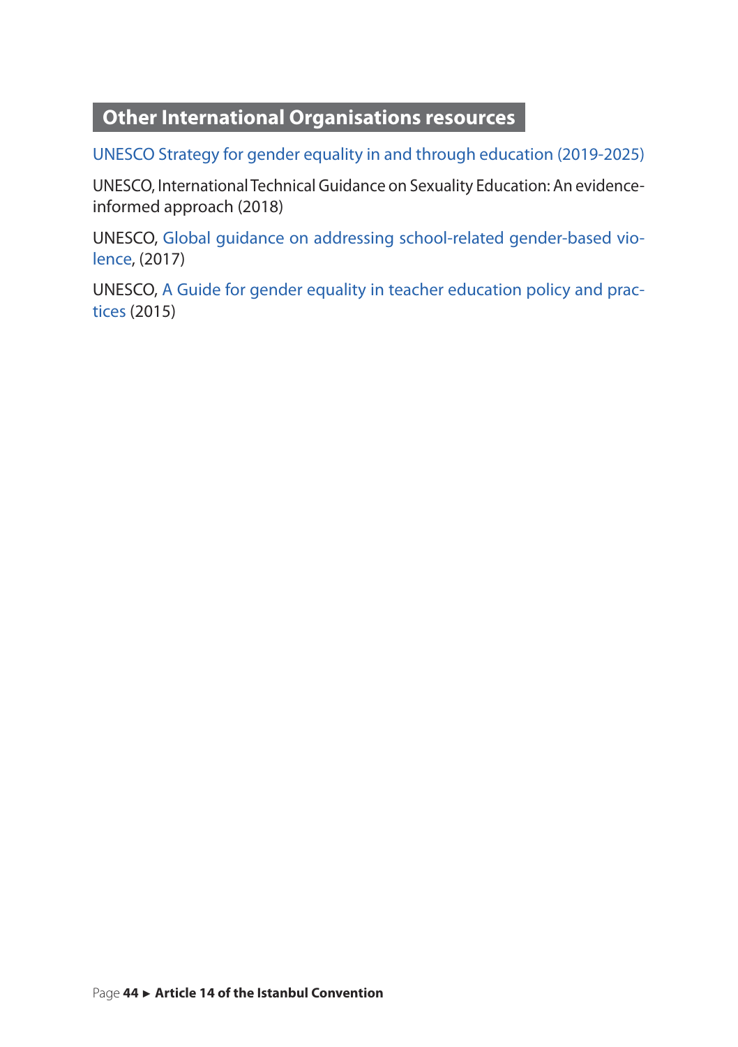## Other International Organisations resources

UNESCO Strategy for gender equality in and through education (2019-2025)

UNESCO, International Technical Guidance on Sexuality Education: An evidence-informed approach (2018)

UNESCO, Global guidance on addressing school-related gender-based violence, (2017)

UNESCO, A Guide for gender equality in teacher education policy and practices (2015)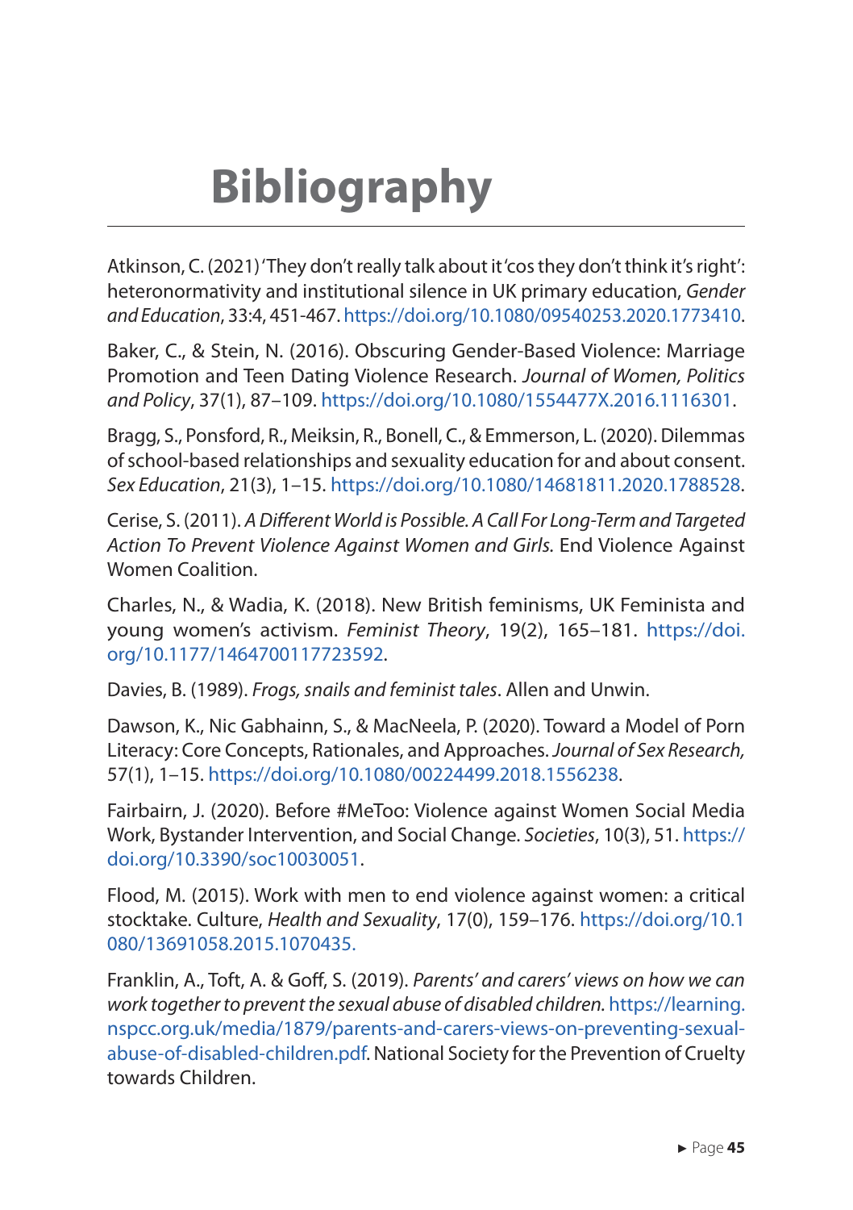# Bibliography

Atkinson, C. (2021) 'They don't really talk about it 'cos they don't think it's right': heteronormativity and institutional silence in UK primary education, *Gender and Education*, 33:4, 451-467. https://doi.org/10.1080/09540253.2020.1773410.

Baker, C., & Stein, N. (2016). Obscuring Gender-Based Violence: Marriage Promotion and Teen Dating Violence Research. *Journal of Women, Politics and Policy*, 37(1), 87–109. https://doi.org/10.1080/1554477X.2016.1116301.

Bragg, S., Ponsford, R., Meiksin, R., Bonell, C., & Emmerson, L. (2020). Dilemmas of school-based relationships and sexuality education for and about consent. *Sex Education*, 21(3), 1–15. https://doi.org/10.1080/14681811.2020.1788528.

Cerise, S. (2011). *A Different World is Possible. A Call For Long-Term and Targeted Action To Prevent Violence Against Women and Girls.* End Violence Against Women Coalition.

Charles, N., & Wadia, K. (2018). New British feminisms, UK Feminista and young women's activism. *Feminist Theory*, 19(2), 165–181. https://doi.org/10.1177/1464700117723592.

Davies, B. (1989). *Frogs, snails and feminist tales*. Allen and Unwin.

Dawson, K., Nic Gabhainn, S., & MacNeela, P. (2020). Toward a Model of Porn Literacy: Core Concepts, Rationales, and Approaches. *Journal of Sex Research,* 57(1), 1–15. https://doi.org/10.1080/00224499.2018.1556238.

Fairbairn, J. (2020). Before #MeToo: Violence against Women Social Media Work, Bystander Intervention, and Social Change. *Societies*, 10(3), 51. https://doi.org/10.3390/soc10030051.

Flood, M. (2015). Work with men to end violence against women: a critical stocktake. Culture, *Health and Sexuality*, 17(0), 159–176. https://doi.org/10.1080/13691058.2015.1070435.

Franklin, A., Toft, A. & Goff, S. (2019). *Parents' and carers' views on how we can work together to prevent the sexual abuse of disabled children.* https://learning.nspcc.org.uk/media/1879/parents-and-carers-views-on-preventing-sexual-abuse-of-disabled-children.pdf. National Society for the Prevention of Cruelty towards Children.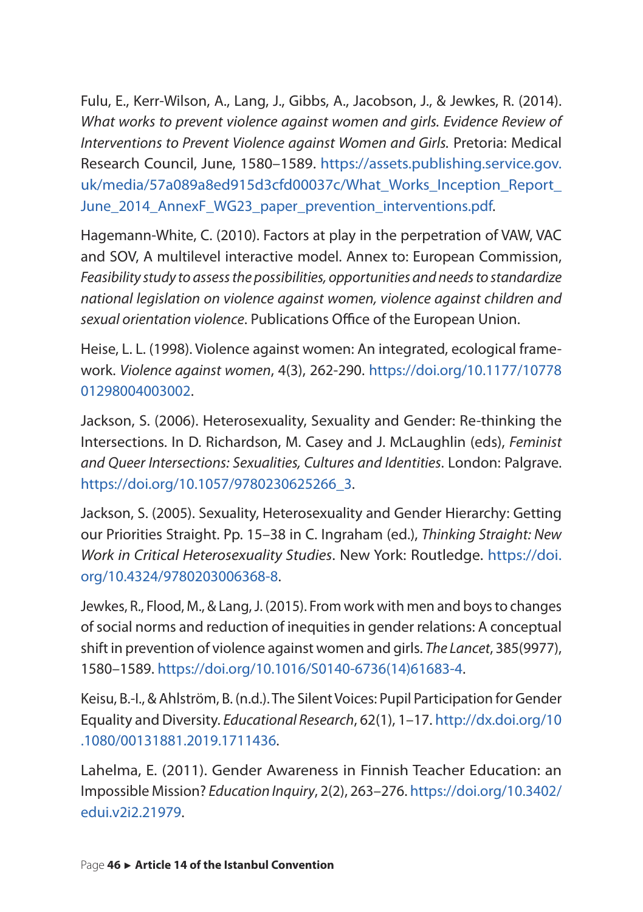Fulu, E., Kerr-Wilson, A., Lang, J., Gibbs, A., Jacobson, J., & Jewkes, R. (2014). *What works to prevent violence against women and girls. Evidence Review of Interventions to Prevent Violence against Women and Girls.* Pretoria: Medical Research Council, June, 1580–1589. https://assets.publishing.service.gov.uk/media/57a089a8ed915d3cfd00037c/What_Works_Inception_Report_June_2014_AnnexF_WG23_paper_prevention_interventions.pdf.

Hagemann-White, C. (2010). Factors at play in the perpetration of VAW, VAC and SOV, A multilevel interactive model. Annex to: European Commission, *Feasibility study to assess the possibilities, opportunities and needs to standardize national legislation on violence against women, violence against children and sexual orientation violence*. Publications Office of the European Union.

Heise, L. L. (1998). Violence against women: An integrated, ecological framework. *Violence against women*, 4(3), 262-290. https://doi.org/10.1177/1077801298004003002.

Jackson, S. (2006). Heterosexuality, Sexuality and Gender: Re-thinking the Intersections. In D. Richardson, M. Casey and J. McLaughlin (eds), *Feminist and Queer Intersections: Sexualities, Cultures and Identities*. London: Palgrave. https://doi.org/10.1057/9780230625266_3.

Jackson, S. (2005). Sexuality, Heterosexuality and Gender Hierarchy: Getting our Priorities Straight. Pp. 15–38 in C. Ingraham (ed.), *Thinking Straight: New Work in Critical Heterosexuality Studies*. New York: Routledge. https://doi.org/10.4324/9780203006368-8.

Jewkes, R., Flood, M., & Lang, J. (2015). From work with men and boys to changes of social norms and reduction of inequities in gender relations: A conceptual shift in prevention of violence against women and girls. *The Lancet*, 385(9977), 1580–1589. https://doi.org/10.1016/S0140-6736(14)61683-4.

Keisu, B.-I., & Ahlström, B. (n.d.). The Silent Voices: Pupil Participation for Gender Equality and Diversity. *Educational Research*, 62(1), 1–17. http://dx.doi.org/10.1080/00131881.2019.1711436.

Lahelma, E. (2011). Gender Awareness in Finnish Teacher Education: an Impossible Mission? *Education Inquiry*, 2(2), 263–276. https://doi.org/10.3402/edui.v2i2.21979.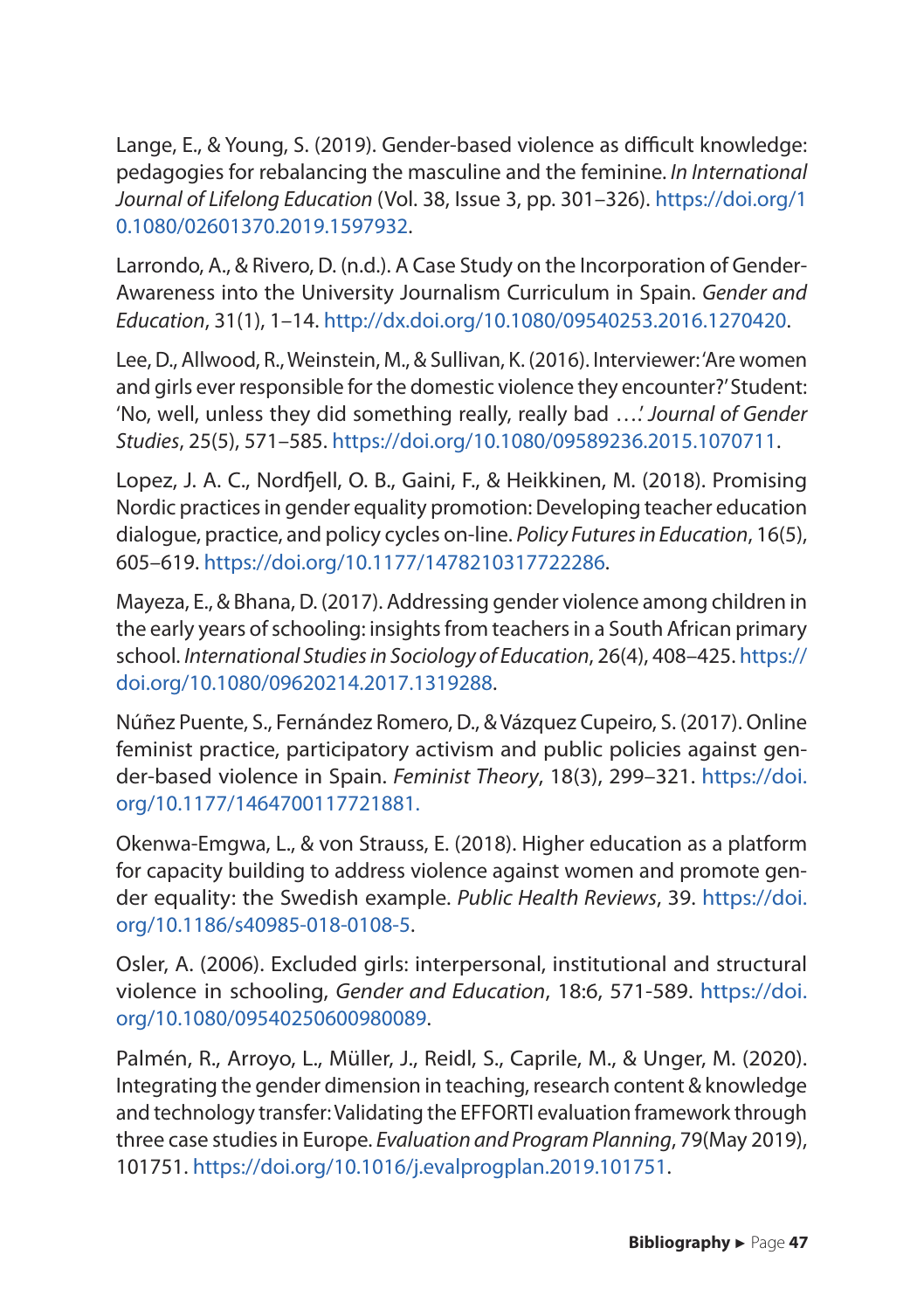Lange, E., & Young, S. (2019). Gender-based violence as difficult knowledge: pedagogies for rebalancing the masculine and the feminine. *In International Journal of Lifelong Education* (Vol. 38, Issue 3, pp. 301–326). https://doi.org/10.1080/02601370.2019.1597932.

Larrondo, A., & Rivero, D. (n.d.). A Case Study on the Incorporation of Gender-Awareness into the University Journalism Curriculum in Spain. *Gender and Education*, 31(1), 1–14. http://dx.doi.org/10.1080/09540253.2016.1270420.

Lee, D., Allwood, R., Weinstein, M., & Sullivan, K. (2016). Interviewer: 'Are women and girls ever responsible for the domestic violence they encounter?' Student: 'No, well, unless they did something really, really bad ….' *Journal of Gender Studies*, 25(5), 571–585. https://doi.org/10.1080/09589236.2015.1070711.

Lopez, J. A. C., Nordfjell, O. B., Gaini, F., & Heikkinen, M. (2018). Promising Nordic practices in gender equality promotion: Developing teacher education dialogue, practice, and policy cycles on-line. *Policy Futures in Education*, 16(5), 605–619. https://doi.org/10.1177/1478210317722286.

Mayeza, E., & Bhana, D. (2017). Addressing gender violence among children in the early years of schooling: insights from teachers in a South African primary school. *International Studies in Sociology of Education*, 26(4), 408–425. https://doi.org/10.1080/09620214.2017.1319288.

Núñez Puente, S., Fernández Romero, D., & Vázquez Cupeiro, S. (2017). Online feminist practice, participatory activism and public policies against gender-based violence in Spain. *Feminist Theory*, 18(3), 299–321. https://doi.org/10.1177/1464700117721881.

Okenwa-Emgwa, L., & von Strauss, E. (2018). Higher education as a platform for capacity building to address violence against women and promote gender equality: the Swedish example. *Public Health Reviews*, 39. https://doi.org/10.1186/s40985-018-0108-5.

Osler, A. (2006). Excluded girls: interpersonal, institutional and structural violence in schooling, *Gender and Education*, 18:6, 571-589. https://doi.org/10.1080/09540250600980089.

Palmén, R., Arroyo, L., Müller, J., Reidl, S., Caprile, M., & Unger, M. (2020). Integrating the gender dimension in teaching, research content & knowledge and technology transfer: Validating the EFFORTI evaluation framework through three case studies in Europe. *Evaluation and Program Planning*, 79(May 2019), 101751. https://doi.org/10.1016/j.evalprogplan.2019.101751.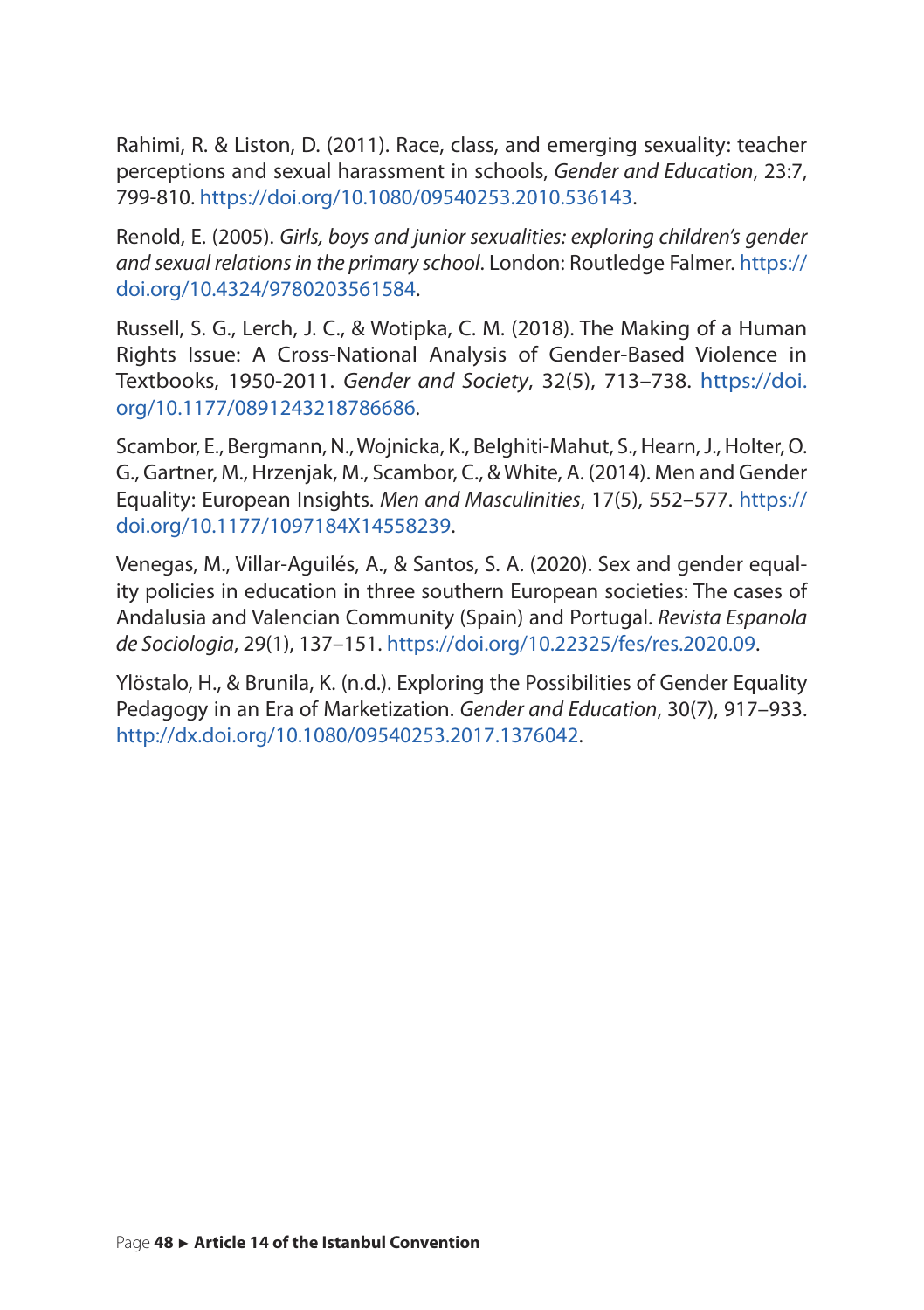Rahimi, R. & Liston, D. (2011). Race, class, and emerging sexuality: teacher perceptions and sexual harassment in schools, *Gender and Education*, 23:7, 799-810. https://doi.org/10.1080/09540253.2010.536143.

Renold, E. (2005). *Girls, boys and junior sexualities: exploring children's gender and sexual relations in the primary school*. London: Routledge Falmer. https://doi.org/10.4324/9780203561584.

Russell, S. G., Lerch, J. C., & Wotipka, C. M. (2018). The Making of a Human Rights Issue: A Cross-National Analysis of Gender-Based Violence in Textbooks, 1950-2011. *Gender and Society*, 32(5), 713–738. https://doi.org/10.1177/0891243218786686.

Scambor, E., Bergmann, N., Wojnicka, K., Belghiti-Mahut, S., Hearn, J., Holter, O. G., Gartner, M., Hrzenjak, M., Scambor, C., & White, A. (2014). Men and Gender Equality: European Insights. *Men and Masculinities*, 17(5), 552–577. https://doi.org/10.1177/1097184X14558239.

Venegas, M., Villar-Aguilés, A., & Santos, S. A. (2020). Sex and gender equality policies in education in three southern European societies: The cases of Andalusia and Valencian Community (Spain) and Portugal. *Revista Espanola de Sociologia*, 29(1), 137–151. https://doi.org/10.22325/fes/res.2020.09.

Ylöstalo, H., & Brunila, K. (n.d.). Exploring the Possibilities of Gender Equality Pedagogy in an Era of Marketization. *Gender and Education*, 30(7), 917–933. http://dx.doi.org/10.1080/09540253.2017.1376042.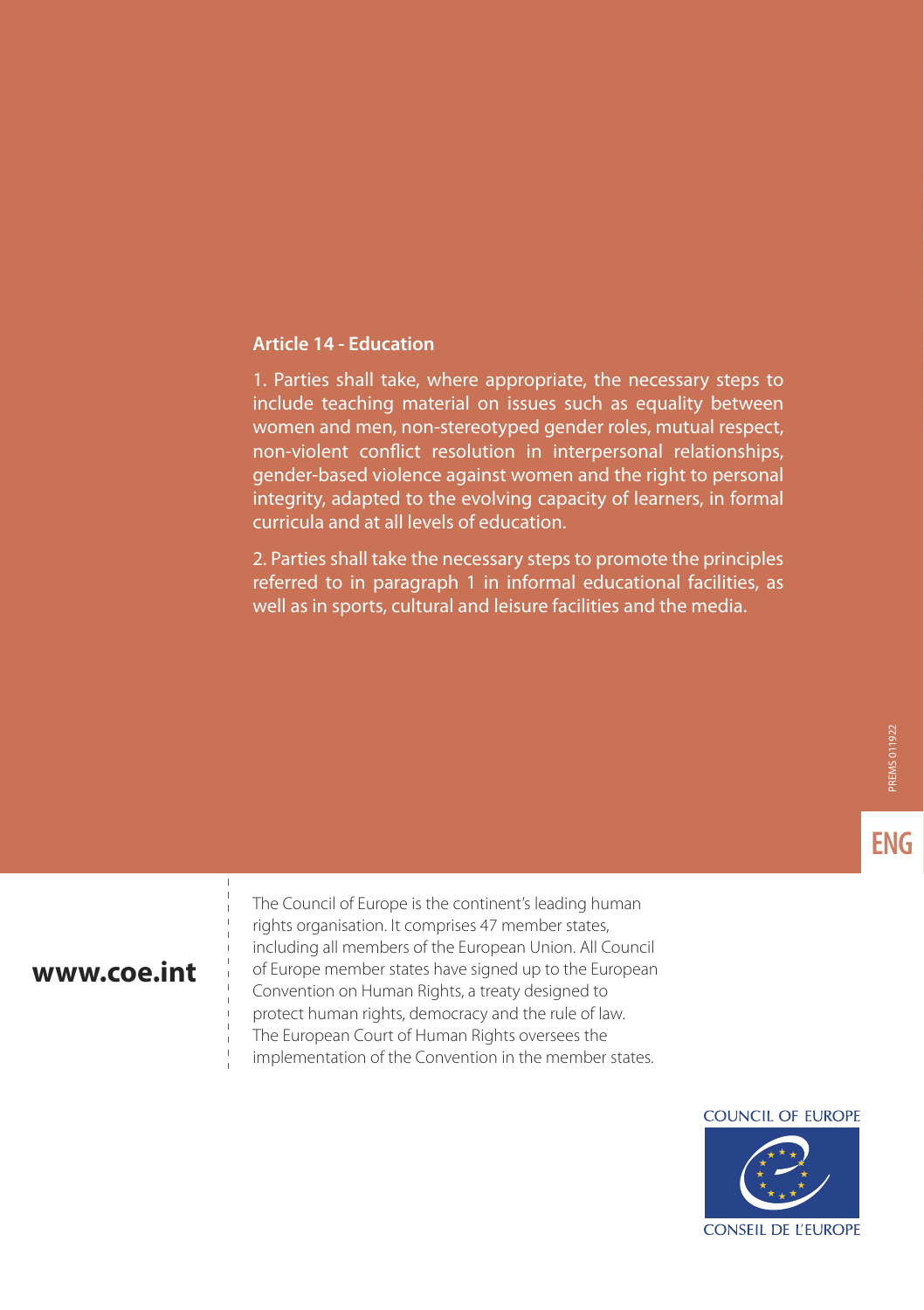**Article 14 - Education**

1. Parties shall take, where appropriate, the necessary steps to include teaching material on issues such as equality between women and men, non-stereotyped gender roles, mutual respect, non-violent conflict resolution in interpersonal relationships, gender-based violence against women and the right to personal integrity, adapted to the evolving capacity of learners, in formal curricula and at all levels of education.

2. Parties shall take the necessary steps to promote the principles referred to in paragraph 1 in informal educational facilities, as well as in sports, cultural and leisure facilities and the media.

PREMS 011922

ENG

**www.coe.int**

The Council of Europe is the continent's leading human rights organisation. It comprises 47 member states, including all members of the European Union. All Council of Europe member states have signed up to the European Convention on Human Rights, a treaty designed to protect human rights, democracy and the rule of law. The European Court of Human Rights oversees the implementation of the Convention in the member states.

COUNCIL OF EUROPE

CONSEIL DE L'EUROPE